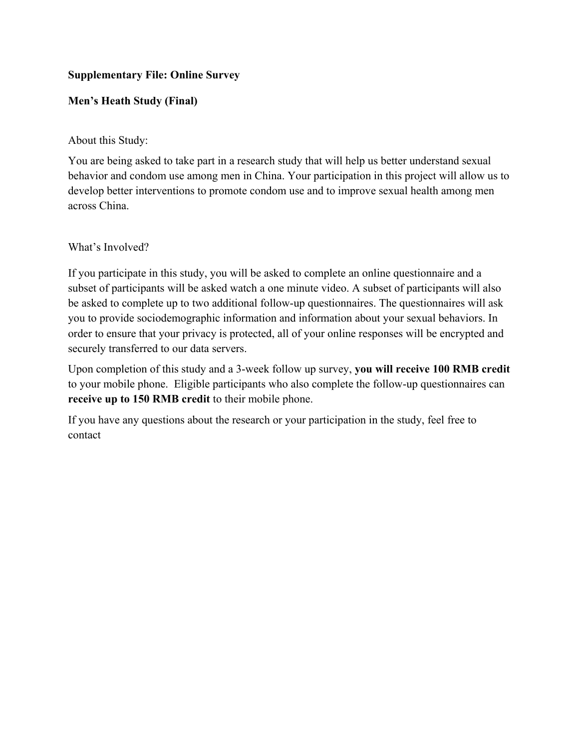**Supplementary File: Online Survey**

**Men's Heath Study (Final)**

About this Study:

You are being asked to take part in a research study that will help us better understand sexual behavior and condom use among men in China. Your participation in this project will allow us to develop better interventions to promote condom use and to improve sexual health among men across China.

What's Involved?

If you participate in this study, you will be asked to complete an online questionnaire and a subset of participants will be asked watch a one minute video. A subset of participants will also be asked to complete up to two additional follow-up questionnaires. The questionnaires will ask you to provide sociodemographic information and information about your sexual behaviors. In order to ensure that your privacy is protected, all of your online responses will be encrypted and securely transferred to our data servers.

Upon completion of this study and a 3-week follow up survey, **you will receive 100 RMB credit** to your mobile phone. Eligible participants who also complete the follow-up questionnaires can **receive up to 150 RMB credit** to their mobile phone.

If you have any questions about the research or your participation in the study, feel free to contact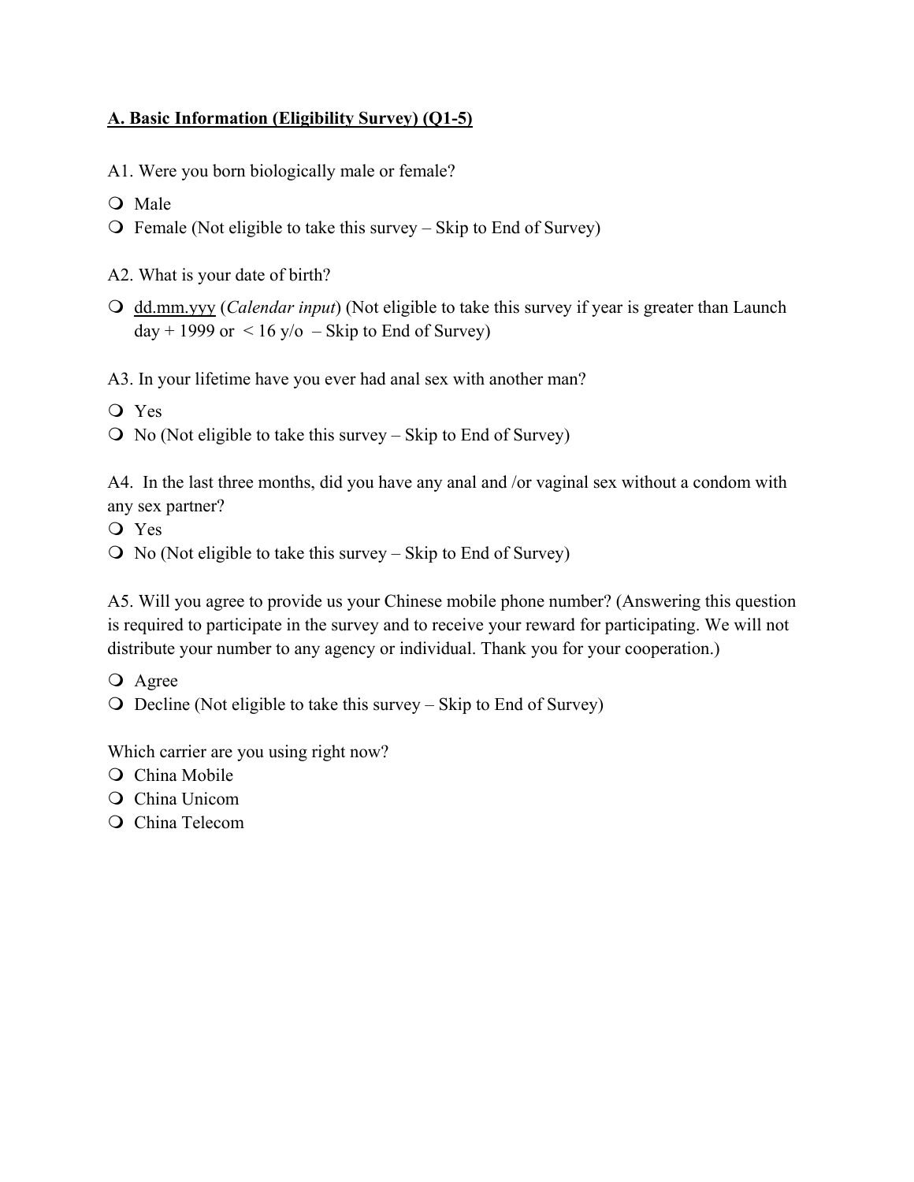**A. Basic Information (Eligibility Survey) (Q1-5)**

A1. Were you born biologically male or female?

- ❍ Male
- ❍ Female (Not eligible to take this survey – Skip to End of Survey)

A2. What is your date of birth?

- ❍ dd.mm.yyy (*Calendar input*) (Not eligible to take this survey if year is greater than Launch day + 1999 or < 16 y/o – Skip to End of Survey)

A3. In your lifetime have you ever had anal sex with another man?

- ❍ Yes
- ❍ No (Not eligible to take this survey – Skip to End of Survey)

A4. In the last three months, did you have any anal and /or vaginal sex without a condom with any sex partner?

- ❍ Yes
- ❍ No (Not eligible to take this survey – Skip to End of Survey)

A5. Will you agree to provide us your Chinese mobile phone number? (Answering this question is required to participate in the survey and to receive your reward for participating. We will not distribute your number to any agency or individual. Thank you for your cooperation.)

- ❍ Agree
- ❍ Decline (Not eligible to take this survey – Skip to End of Survey)

Which carrier are you using right now?

- ❍ China Mobile
- ❍ China Unicom
- ❍ China Telecom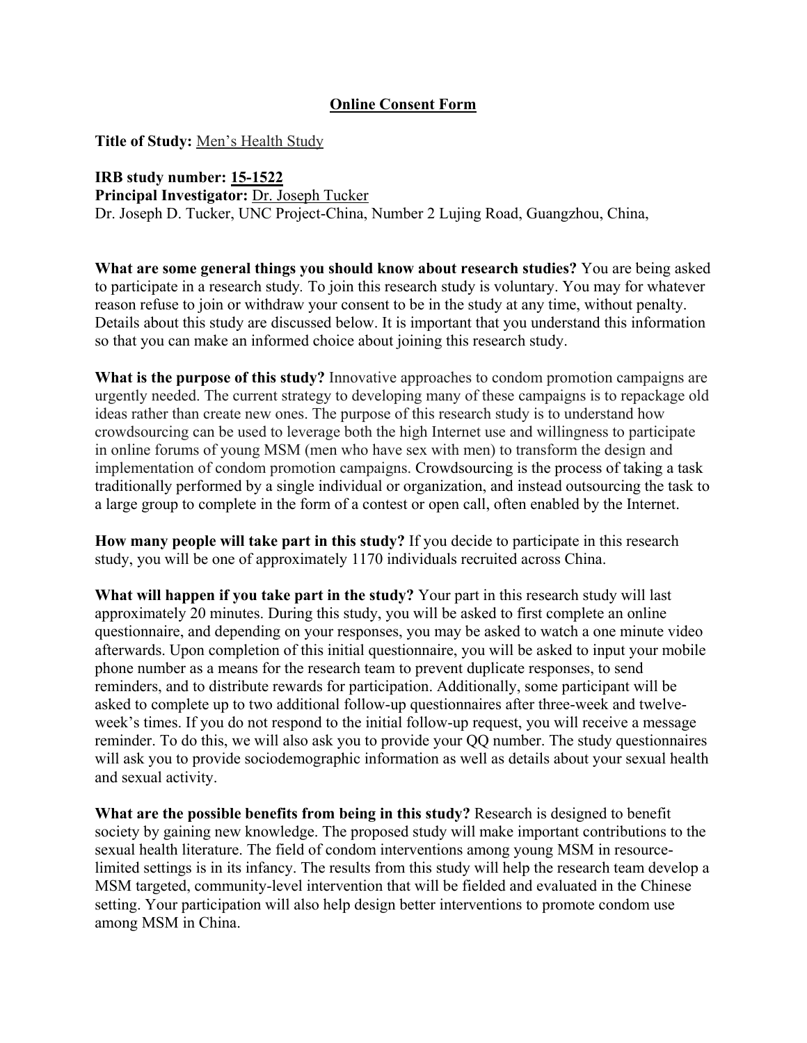## Online Consent Form

**Title of Study:** Men's Health Study

**IRB study number: 15-1522**
**Principal Investigator:** Dr. Joseph Tucker
Dr. Joseph D. Tucker, UNC Project-China, Number 2 Lujing Road, Guangzhou, China,

**What are some general things you should know about research studies?** You are being asked to participate in a research study. To join this research study is voluntary. You may for whatever reason refuse to join or withdraw your consent to be in the study at any time, without penalty. Details about this study are discussed below. It is important that you understand this information so that you can make an informed choice about joining this research study.

**What is the purpose of this study?** Innovative approaches to condom promotion campaigns are urgently needed. The current strategy to developing many of these campaigns is to repackage old ideas rather than create new ones. The purpose of this research study is to understand how crowdsourcing can be used to leverage both the high Internet use and willingness to participate in online forums of young MSM (men who have sex with men) to transform the design and implementation of condom promotion campaigns. Crowdsourcing is the process of taking a task traditionally performed by a single individual or organization, and instead outsourcing the task to a large group to complete in the form of a contest or open call, often enabled by the Internet.

**How many people will take part in this study?** If you decide to participate in this research study, you will be one of approximately 1170 individuals recruited across China.

**What will happen if you take part in the study?** Your part in this research study will last approximately 20 minutes. During this study, you will be asked to first complete an online questionnaire, and depending on your responses, you may be asked to watch a one minute video afterwards. Upon completion of this initial questionnaire, you will be asked to input your mobile phone number as a means for the research team to prevent duplicate responses, to send reminders, and to distribute rewards for participation. Additionally, some participant will be asked to complete up to two additional follow-up questionnaires after three-week and twelve-week's times. If you do not respond to the initial follow-up request, you will receive a message reminder. To do this, we will also ask you to provide your QQ number. The study questionnaires will ask you to provide sociodemographic information as well as details about your sexual health and sexual activity.

**What are the possible benefits from being in this study?** Research is designed to benefit society by gaining new knowledge. The proposed study will make important contributions to the sexual health literature. The field of condom interventions among young MSM in resource-limited settings is in its infancy. The results from this study will help the research team develop a MSM targeted, community-level intervention that will be fielded and evaluated in the Chinese setting. Your participation will also help design better interventions to promote condom use among MSM in China.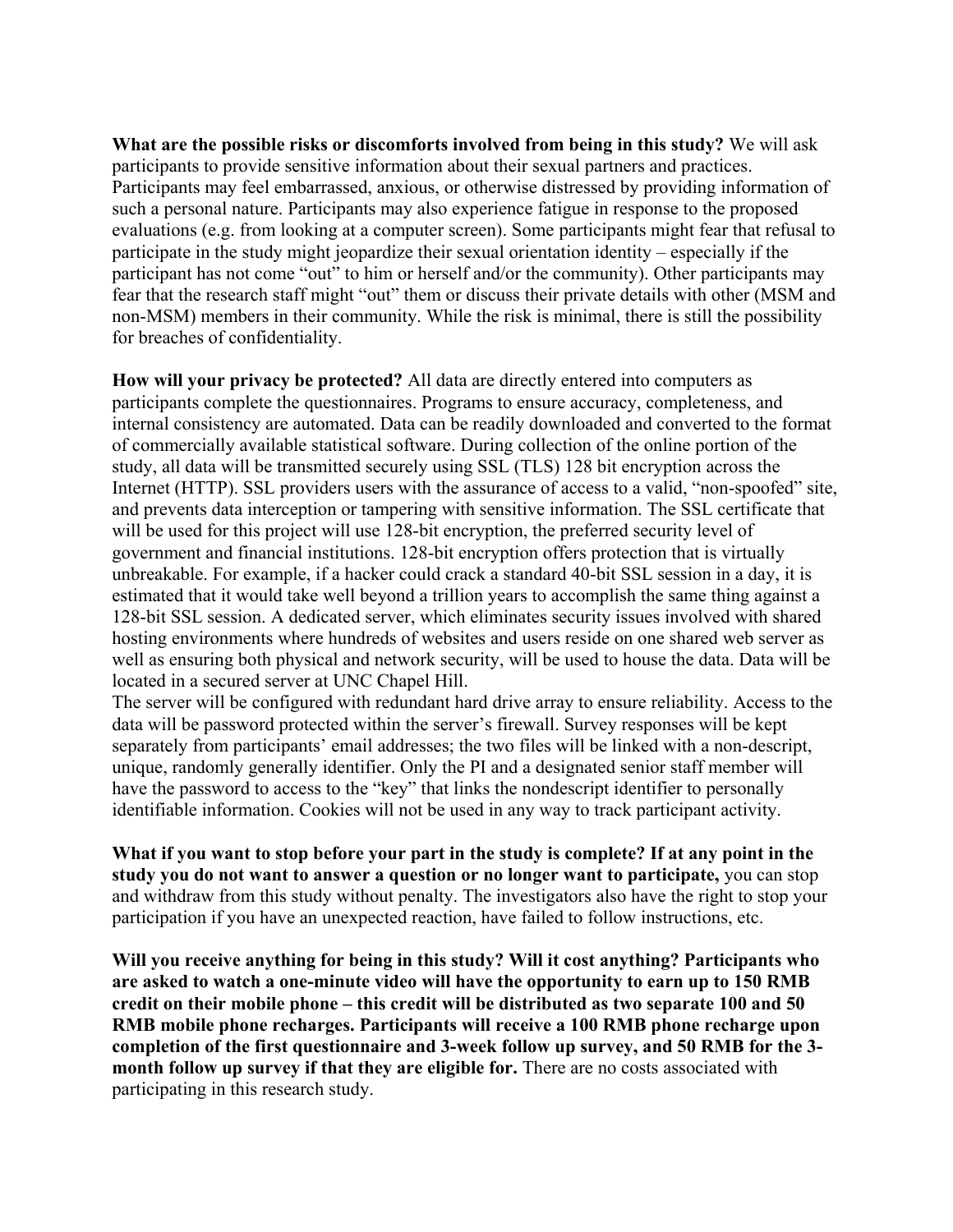**What are the possible risks or discomforts involved from being in this study?** We will ask participants to provide sensitive information about their sexual partners and practices. Participants may feel embarrassed, anxious, or otherwise distressed by providing information of such a personal nature. Participants may also experience fatigue in response to the proposed evaluations (e.g. from looking at a computer screen). Some participants might fear that refusal to participate in the study might jeopardize their sexual orientation identity – especially if the participant has not come "out" to him or herself and/or the community). Other participants may fear that the research staff might "out" them or discuss their private details with other (MSM and non-MSM) members in their community. While the risk is minimal, there is still the possibility for breaches of confidentiality.

**How will your privacy be protected?** All data are directly entered into computers as participants complete the questionnaires. Programs to ensure accuracy, completeness, and internal consistency are automated. Data can be readily downloaded and converted to the format of commercially available statistical software. During collection of the online portion of the study, all data will be transmitted securely using SSL (TLS) 128 bit encryption across the Internet (HTTP). SSL providers users with the assurance of access to a valid, "non-spoofed" site, and prevents data interception or tampering with sensitive information. The SSL certificate that will be used for this project will use 128-bit encryption, the preferred security level of government and financial institutions. 128-bit encryption offers protection that is virtually unbreakable. For example, if a hacker could crack a standard 40-bit SSL session in a day, it is estimated that it would take well beyond a trillion years to accomplish the same thing against a 128-bit SSL session. A dedicated server, which eliminates security issues involved with shared hosting environments where hundreds of websites and users reside on one shared web server as well as ensuring both physical and network security, will be used to house the data. Data will be located in a secured server at UNC Chapel Hill.
The server will be configured with redundant hard drive array to ensure reliability. Access to the data will be password protected within the server's firewall. Survey responses will be kept separately from participants' email addresses; the two files will be linked with a non-descript, unique, randomly generally identifier. Only the PI and a designated senior staff member will have the password to access to the "key" that links the nondescript identifier to personally identifiable information. Cookies will not be used in any way to track participant activity.

**What if you want to stop before your part in the study is complete? If at any point in the study you do not want to answer a question or no longer want to participate,** you can stop and withdraw from this study without penalty. The investigators also have the right to stop your participation if you have an unexpected reaction, have failed to follow instructions, etc.

**Will you receive anything for being in this study? Will it cost anything? Participants who are asked to watch a one-minute video will have the opportunity to earn up to 150 RMB credit on their mobile phone – this credit will be distributed as two separate 100 and 50 RMB mobile phone recharges. Participants will receive a 100 RMB phone recharge upon completion of the first questionnaire and 3-week follow up survey, and 50 RMB for the 3-month follow up survey if that they are eligible for.** There are no costs associated with participating in this research study.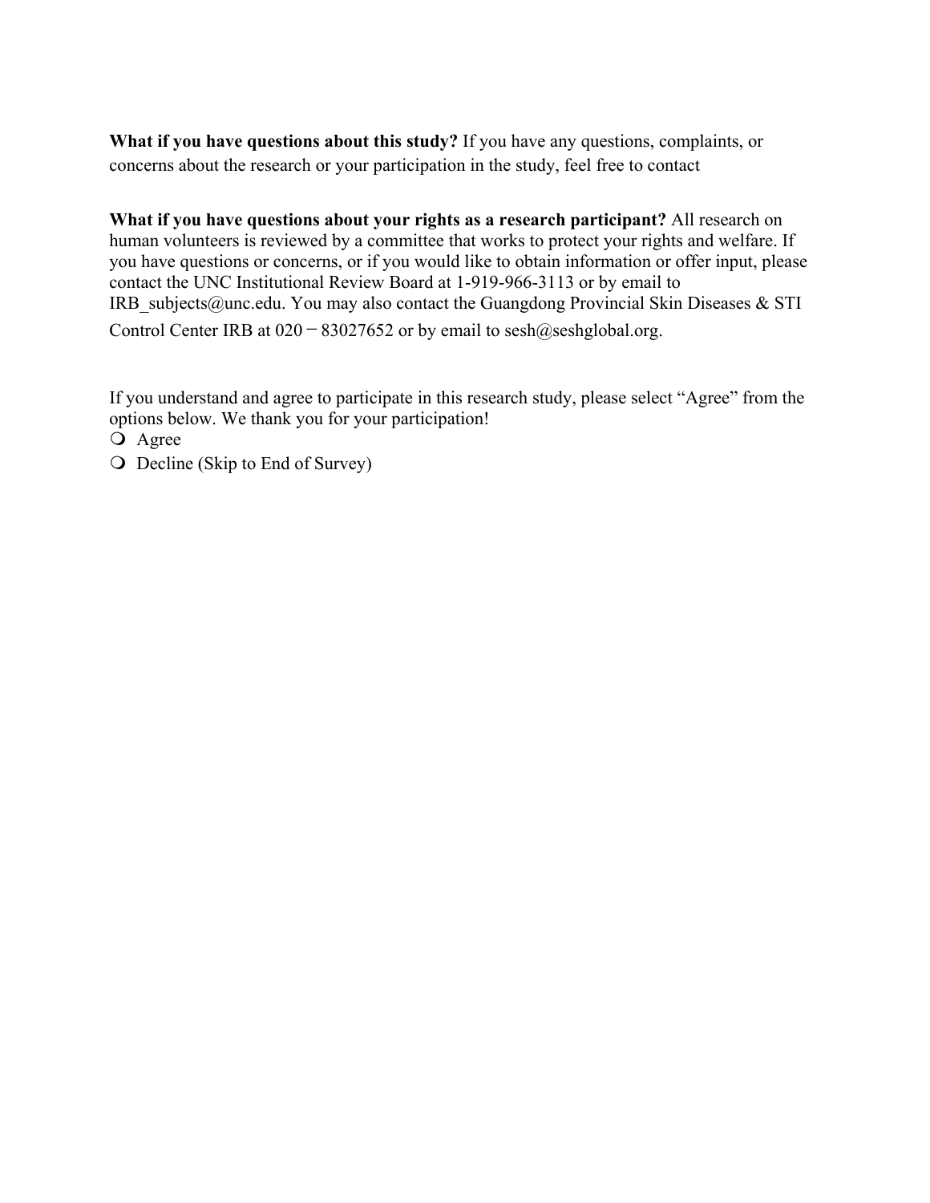**What if you have questions about this study?** If you have any questions, complaints, or concerns about the research or your participation in the study, feel free to contact

**What if you have questions about your rights as a research participant?** All research on human volunteers is reviewed by a committee that works to protect your rights and welfare. If you have questions or concerns, or if you would like to obtain information or offer input, please contact the UNC Institutional Review Board at 1-919-966-3113 or by email to IRB_subjects@unc.edu. You may also contact the Guangdong Provincial Skin Diseases & STI Control Center IRB at 020－83027652 or by email to sesh@seshglobal.org.

If you understand and agree to participate in this research study, please select "Agree" from the options below. We thank you for your participation!

- Agree
- Decline (Skip to End of Survey)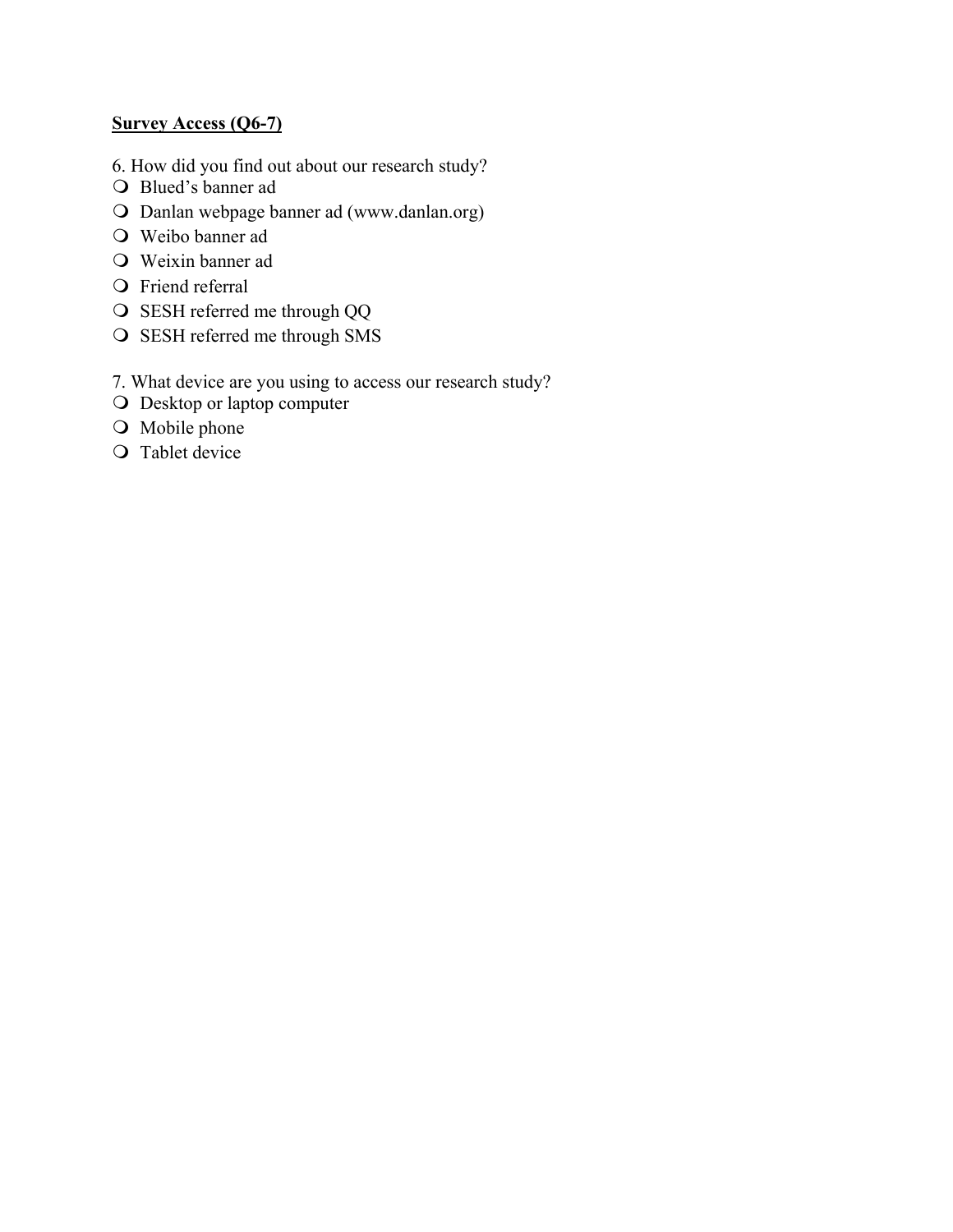**Survey Access (Q6-7)**

6. How did you find out about our research study?
- ❍ Blued's banner ad
- ❍ Danlan webpage banner ad (www.danlan.org)
- ❍ Weibo banner ad
- ❍ Weixin banner ad
- ❍ Friend referral
- ❍ SESH referred me through QQ
- ❍ SESH referred me through SMS

7. What device are you using to access our research study?
- ❍ Desktop or laptop computer
- ❍ Mobile phone
- ❍ Tablet device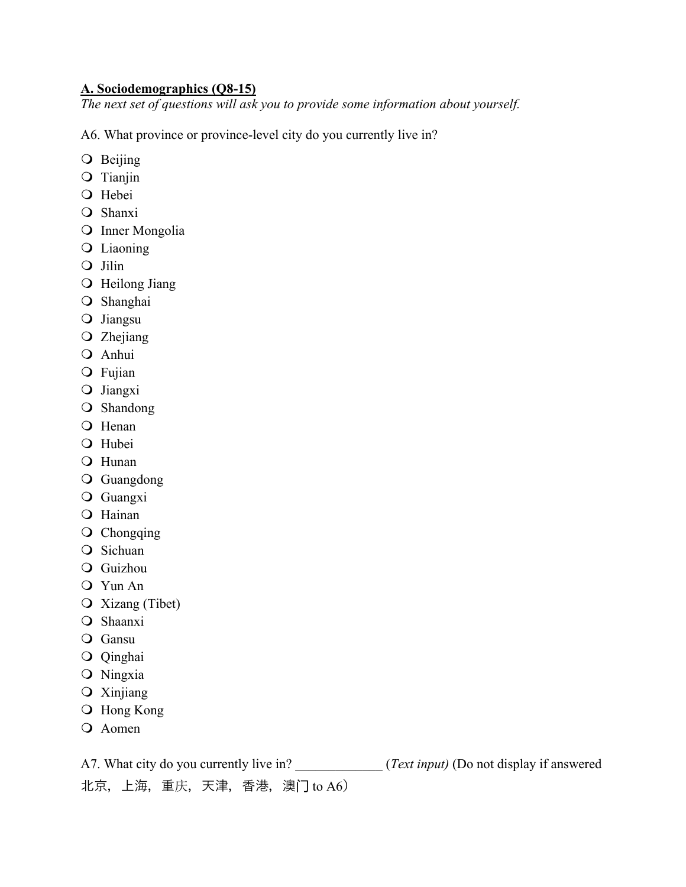**A. Sociodemographics (Q8-15)**

*The next set of questions will ask you to provide some information about yourself.*

A6. What province or province-level city do you currently live in?

- ❍ Beijing
- ❍ Tianjin
- ❍ Hebei
- ❍ Shanxi
- ❍ Inner Mongolia
- ❍ Liaoning
- ❍ Jilin
- ❍ Heilong Jiang
- ❍ Shanghai
- ❍ Jiangsu
- ❍ Zhejiang
- ❍ Anhui
- ❍ Fujian
- ❍ Jiangxi
- ❍ Shandong
- ❍ Henan
- ❍ Hubei
- ❍ Hunan
- ❍ Guangdong
- ❍ Guangxi
- ❍ Hainan
- ❍ Chongqing
- ❍ Sichuan
- ❍ Guizhou
- ❍ Yun An
- ❍ Xizang (Tibet)
- ❍ Shaanxi
- ❍ Gansu
- ❍ Qinghai
- ❍ Ningxia
- ❍ Xinjiang
- ❍ Hong Kong
- ❍ Aomen

A7. What city do you currently live in? _____________ (*Text input)* (Do not display if answered 北京，上海，重庆，天津，香港，澳门 to A6）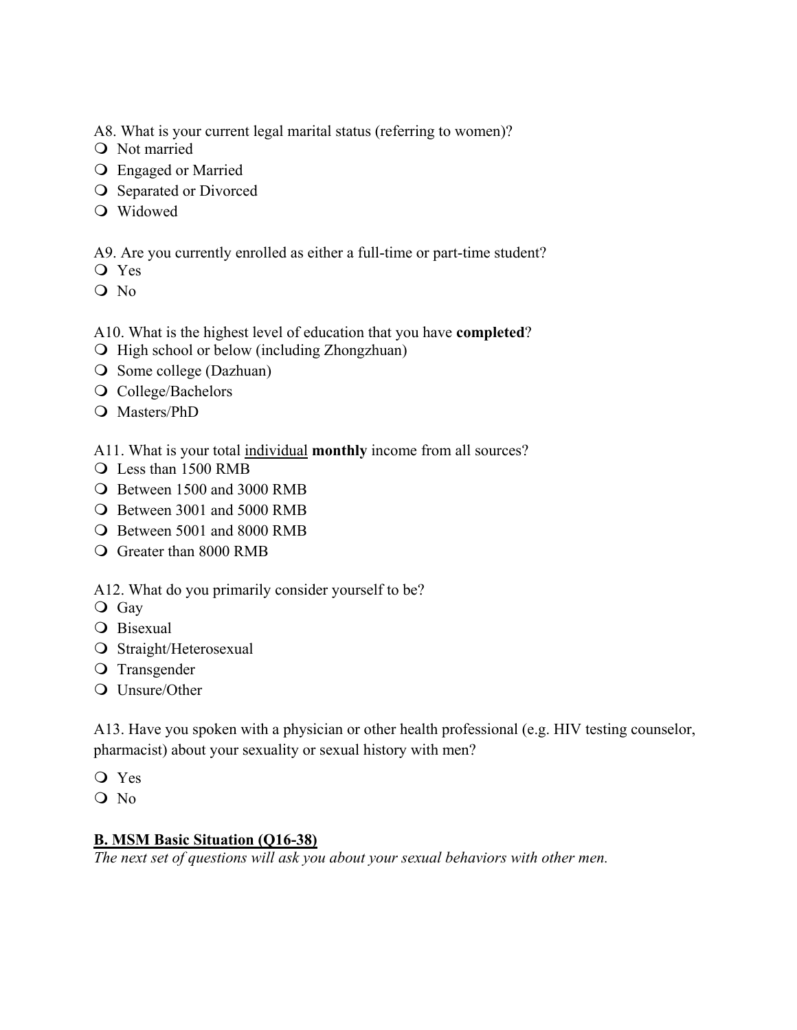A8. What is your current legal marital status (referring to women)?

- ❍ Not married
- ❍ Engaged or Married
- ❍ Separated or Divorced
- ❍ Widowed

A9. Are you currently enrolled as either a full-time or part-time student?

- ❍ Yes
- ❍ No

A10. What is the highest level of education that you have **completed**?

- ❍ High school or below (including Zhongzhuan)
- ❍ Some college (Dazhuan)
- ❍ College/Bachelors
- ❍ Masters/PhD

A11. What is your total <u>individual</u> **monthly** income from all sources?

- ❍ Less than 1500 RMB
- ❍ Between 1500 and 3000 RMB
- ❍ Between 3001 and 5000 RMB
- ❍ Between 5001 and 8000 RMB
- ❍ Greater than 8000 RMB

A12. What do you primarily consider yourself to be?

- ❍ Gay
- ❍ Bisexual
- ❍ Straight/Heterosexual
- ❍ Transgender
- ❍ Unsure/Other

A13. Have you spoken with a physician or other health professional (e.g. HIV testing counselor, pharmacist) about your sexuality or sexual history with men?

- ❍ Yes
- ❍ No

## <u>B. MSM Basic Situation (Q16-38)</u>

*The next set of questions will ask you about your sexual behaviors with other men.*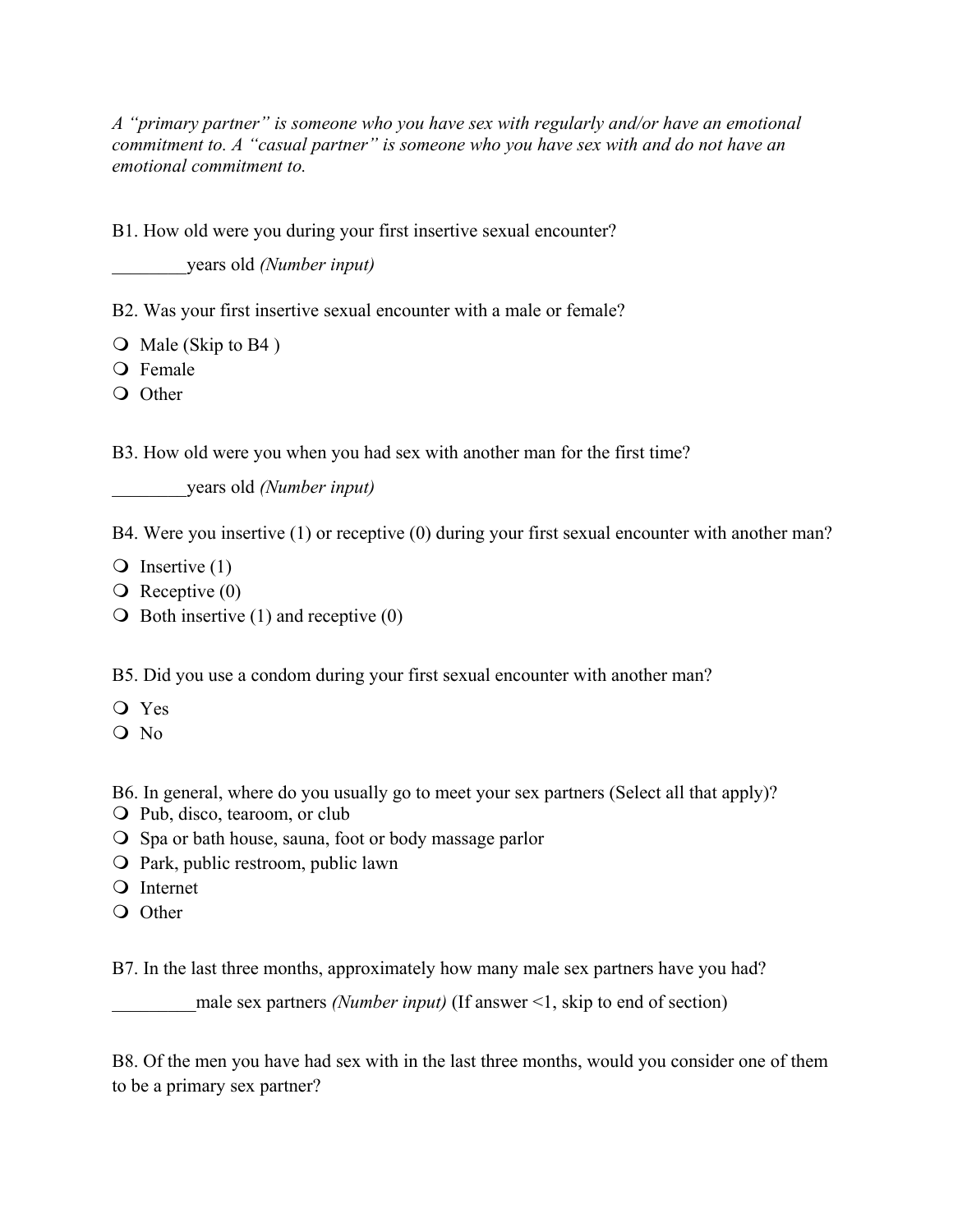*A "primary partner" is someone who you have sex with regularly and/or have an emotional commitment to. A "casual partner" is someone who you have sex with and do not have an emotional commitment to.*

B1. How old were you during your first insertive sexual encounter?

________years old *(Number input)*

B2. Was your first insertive sexual encounter with a male or female?

- ❍ Male (Skip to B4 )
- ❍ Female
- ❍ Other

B3. How old were you when you had sex with another man for the first time?

________years old *(Number input)*

B4. Were you insertive (1) or receptive (0) during your first sexual encounter with another man?

- ❍ Insertive (1)
- ❍ Receptive (0)
- ❍ Both insertive (1) and receptive (0)

B5. Did you use a condom during your first sexual encounter with another man?

- ❍ Yes
- ❍ No

B6. In general, where do you usually go to meet your sex partners (Select all that apply)?

- ❍ Pub, disco, tearoom, or club
- ❍ Spa or bath house, sauna, foot or body massage parlor
- ❍ Park, public restroom, public lawn
- ❍ Internet
- ❍ Other

B7. In the last three months, approximately how many male sex partners have you had?

_________male sex partners *(Number input)* (If answer <1, skip to end of section)

B8. Of the men you have had sex with in the last three months, would you consider one of them to be a primary sex partner?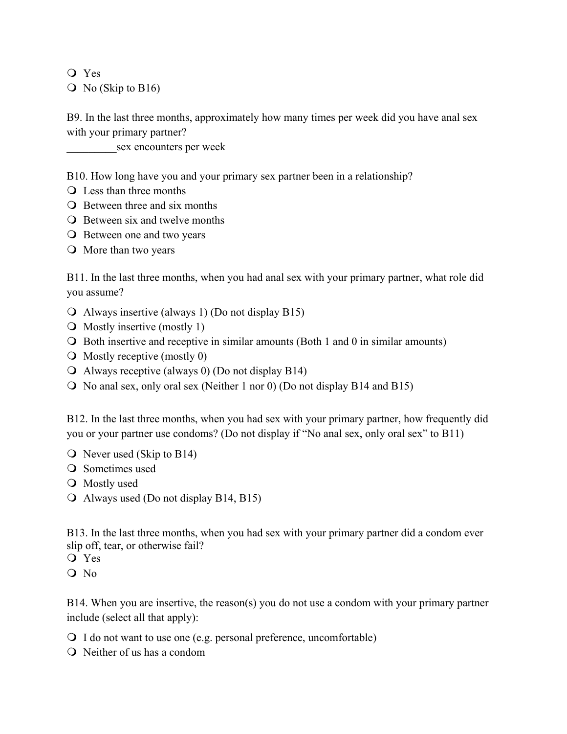- Yes
- No (Skip to B16)

B9. In the last three months, approximately how many times per week did you have anal sex with your primary partner?
_________sex encounters per week

B10. How long have you and your primary sex partner been in a relationship?
- Less than three months
- Between three and six months
- Between six and twelve months
- Between one and two years
- More than two years

B11. In the last three months, when you had anal sex with your primary partner, what role did you assume?
- Always insertive (always 1) (Do not display B15)
- Mostly insertive (mostly 1)
- Both insertive and receptive in similar amounts (Both 1 and 0 in similar amounts)
- Mostly receptive (mostly 0)
- Always receptive (always 0) (Do not display B14)
- No anal sex, only oral sex (Neither 1 nor 0) (Do not display B14 and B15)

B12. In the last three months, when you had sex with your primary partner, how frequently did you or your partner use condoms? (Do not display if "No anal sex, only oral sex" to B11)
- Never used (Skip to B14)
- Sometimes used
- Mostly used
- Always used (Do not display B14, B15)

B13. In the last three months, when you had sex with your primary partner did a condom ever slip off, tear, or otherwise fail?
- Yes
- No

B14. When you are insertive, the reason(s) you do not use a condom with your primary partner include (select all that apply):
- I do not want to use one (e.g. personal preference, uncomfortable)
- Neither of us has a condom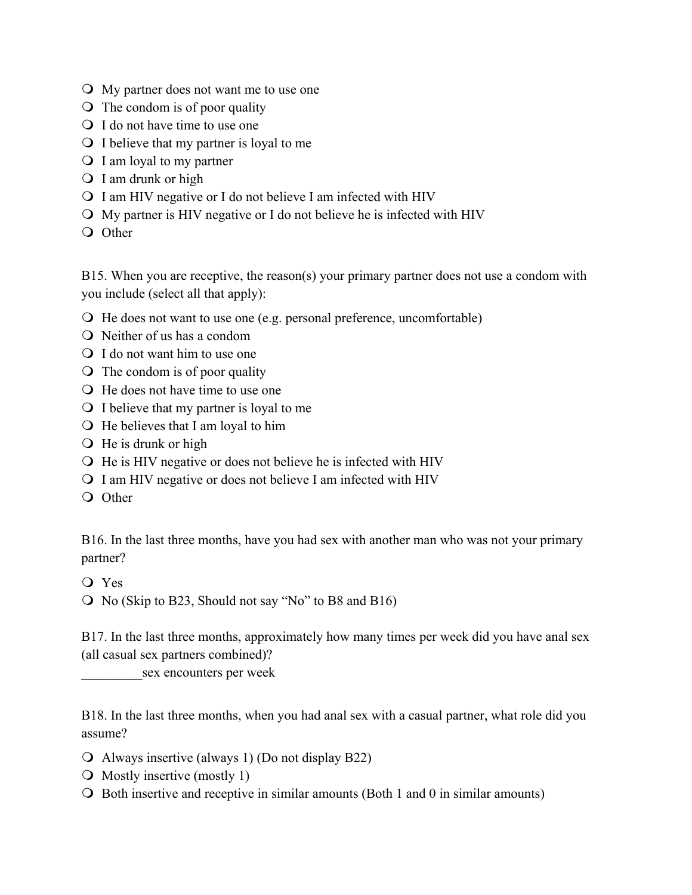- ❍ My partner does not want me to use one
- ❍ The condom is of poor quality
- ❍ I do not have time to use one
- ❍ I believe that my partner is loyal to me
- ❍ I am loyal to my partner
- ❍ I am drunk or high
- ❍ I am HIV negative or I do not believe I am infected with HIV
- ❍ My partner is HIV negative or I do not believe he is infected with HIV
- ❍ Other

B15. When you are receptive, the reason(s) your primary partner does not use a condom with you include (select all that apply):

- ❍ He does not want to use one (e.g. personal preference, uncomfortable)
- ❍ Neither of us has a condom
- ❍ I do not want him to use one
- ❍ The condom is of poor quality
- ❍ He does not have time to use one
- ❍ I believe that my partner is loyal to me
- ❍ He believes that I am loyal to him
- ❍ He is drunk or high
- ❍ He is HIV negative or does not believe he is infected with HIV
- ❍ I am HIV negative or does not believe I am infected with HIV
- ❍ Other

B16. In the last three months, have you had sex with another man who was not your primary partner?

- ❍ Yes
- ❍ No (Skip to B23, Should not say "No" to B8 and B16)

B17. In the last three months, approximately how many times per week did you have anal sex (all casual sex partners combined)?

_________sex encounters per week

B18. In the last three months, when you had anal sex with a casual partner, what role did you assume?

- ❍ Always insertive (always 1) (Do not display B22)
- ❍ Mostly insertive (mostly 1)
- ❍ Both insertive and receptive in similar amounts (Both 1 and 0 in similar amounts)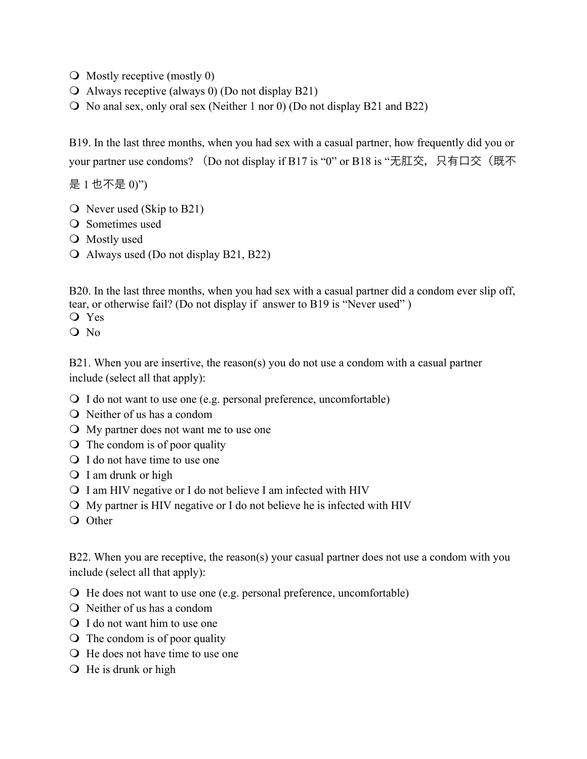- Mostly receptive (mostly 0)
- Always receptive (always 0) (Do not display B21)
- No anal sex, only oral sex (Neither 1 nor 0) (Do not display B21 and B22)

B19. In the last three months, when you had sex with a casual partner, how frequently did you or your partner use condoms? （Do not display if B17 is "0" or B18 is "无肛交，只有口交（既不是 1 也不是 0)")

- Never used (Skip to B21)
- Sometimes used
- Mostly used
- Always used (Do not display B21, B22)

B20. In the last three months, when you had sex with a casual partner did a condom ever slip off, tear, or otherwise fail? (Do not display if answer to B19 is "Never used" )

- Yes
- No

B21. When you are insertive, the reason(s) you do not use a condom with a casual partner include (select all that apply):

- I do not want to use one (e.g. personal preference, uncomfortable)
- Neither of us has a condom
- My partner does not want me to use one
- The condom is of poor quality
- I do not have time to use one
- I am drunk or high
- I am HIV negative or I do not believe I am infected with HIV
- My partner is HIV negative or I do not believe he is infected with HIV
- Other

B22. When you are receptive, the reason(s) your casual partner does not use a condom with you include (select all that apply):

- He does not want to use one (e.g. personal preference, uncomfortable)
- Neither of us has a condom
- I do not want him to use one
- The condom is of poor quality
- He does not have time to use one
- He is drunk or high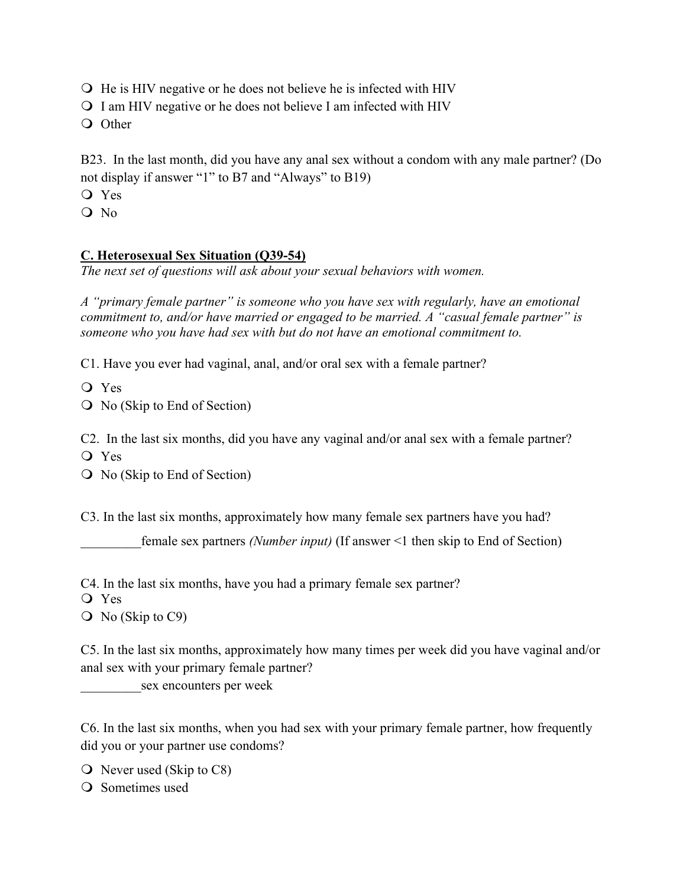- ❍ He is HIV negative or he does not believe he is infected with HIV
- ❍ I am HIV negative or he does not believe I am infected with HIV
- ❍ Other

B23. In the last month, did you have any anal sex without a condom with any male partner? (Do not display if answer "1" to B7 and "Always" to B19)

- ❍ Yes
- ❍ No

## C. Heterosexual Sex Situation (Q39-54)

*The next set of questions will ask about your sexual behaviors with women.*

*A "primary female partner" is someone who you have sex with regularly, have an emotional commitment to, and/or have married or engaged to be married. A "casual female partner" is someone who you have had sex with but do not have an emotional commitment to.*

C1. Have you ever had vaginal, anal, and/or oral sex with a female partner?

- ❍ Yes
- ❍ No (Skip to End of Section)

C2. In the last six months, did you have any vaginal and/or anal sex with a female partner?

- ❍ Yes
- ❍ No (Skip to End of Section)

C3. In the last six months, approximately how many female sex partners have you had?

_________female sex partners *(Number input)* (If answer <1 then skip to End of Section)

C4. In the last six months, have you had a primary female sex partner?

- ❍ Yes
- ❍ No (Skip to C9)

C5. In the last six months, approximately how many times per week did you have vaginal and/or anal sex with your primary female partner?

_________sex encounters per week

C6. In the last six months, when you had sex with your primary female partner, how frequently did you or your partner use condoms?

- ❍ Never used (Skip to C8)
- ❍ Sometimes used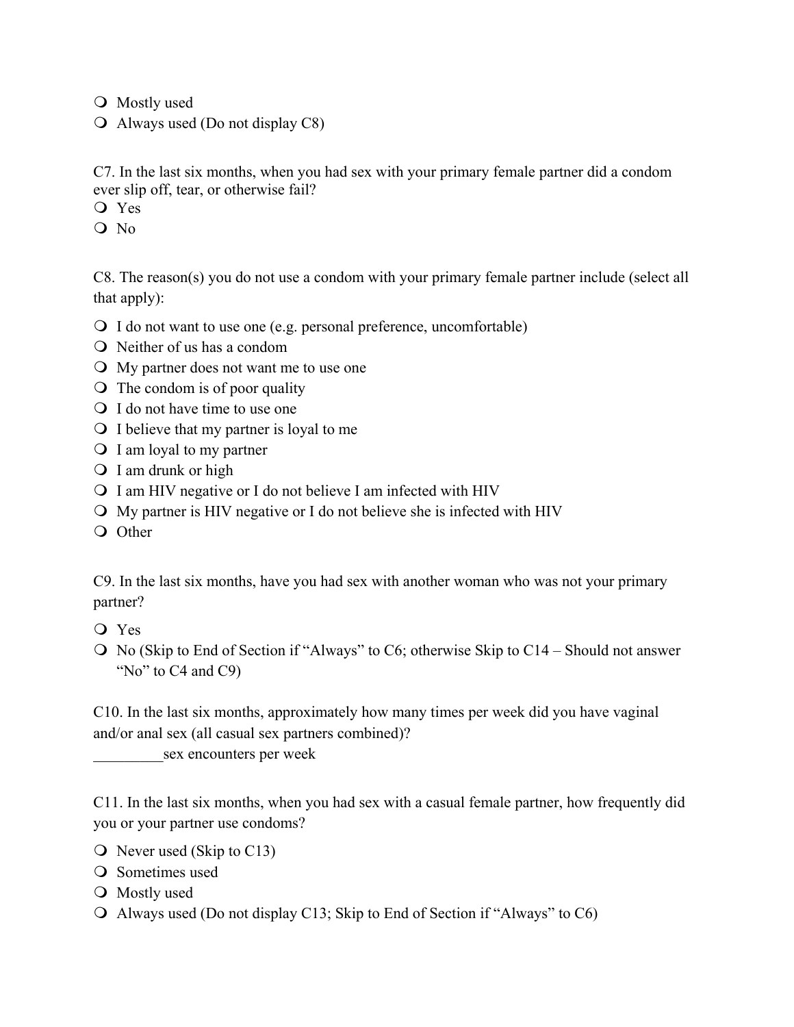- Mostly used
- Always used (Do not display C8)

C7. In the last six months, when you had sex with your primary female partner did a condom ever slip off, tear, or otherwise fail?

- Yes
- No

C8. The reason(s) you do not use a condom with your primary female partner include (select all that apply):

- I do not want to use one (e.g. personal preference, uncomfortable)
- Neither of us has a condom
- My partner does not want me to use one
- The condom is of poor quality
- I do not have time to use one
- I believe that my partner is loyal to me
- I am loyal to my partner
- I am drunk or high
- I am HIV negative or I do not believe I am infected with HIV
- My partner is HIV negative or I do not believe she is infected with HIV
- Other

C9. In the last six months, have you had sex with another woman who was not your primary partner?

- Yes
- No (Skip to End of Section if "Always" to C6; otherwise Skip to C14 – Should not answer "No" to C4 and C9)

C10. In the last six months, approximately how many times per week did you have vaginal and/or anal sex (all casual sex partners combined)?

_________sex encounters per week

C11. In the last six months, when you had sex with a casual female partner, how frequently did you or your partner use condoms?

- Never used (Skip to C13)
- Sometimes used
- Mostly used
- Always used (Do not display C13; Skip to End of Section if "Always" to C6)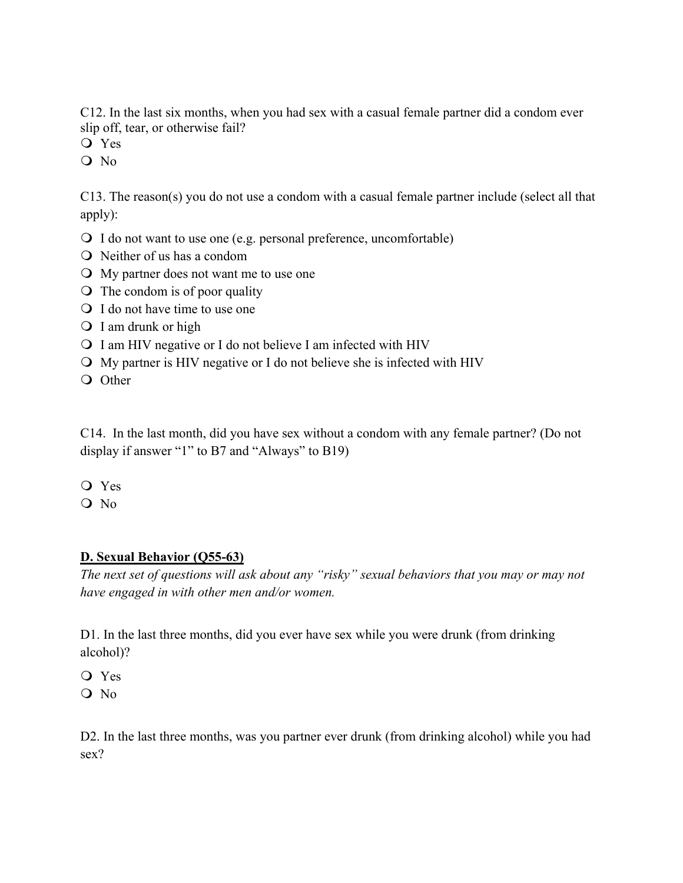C12. In the last six months, when you had sex with a casual female partner did a condom ever slip off, tear, or otherwise fail?

- Yes
- No

C13. The reason(s) you do not use a condom with a casual female partner include (select all that apply):

- I do not want to use one (e.g. personal preference, uncomfortable)
- Neither of us has a condom
- My partner does not want me to use one
- The condom is of poor quality
- I do not have time to use one
- I am drunk or high
- I am HIV negative or I do not believe I am infected with HIV
- My partner is HIV negative or I do not believe she is infected with HIV
- Other

C14. In the last month, did you have sex without a condom with any female partner? (Do not display if answer "1" to B7 and "Always" to B19)

- Yes
- No

**D. Sexual Behavior (Q55-63)**

*The next set of questions will ask about any "risky" sexual behaviors that you may or may not have engaged in with other men and/or women.*

D1. In the last three months, did you ever have sex while you were drunk (from drinking alcohol)?

- Yes
- No

D2. In the last three months, was you partner ever drunk (from drinking alcohol) while you had sex?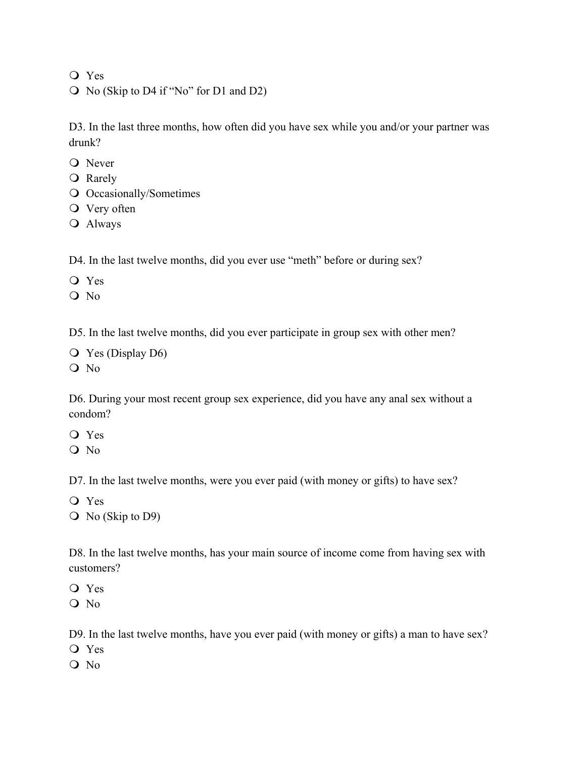- ❍ Yes
- ❍ No (Skip to D4 if "No" for D1 and D2)

D3. In the last three months, how often did you have sex while you and/or your partner was drunk?

- ❍ Never
- ❍ Rarely
- ❍ Occasionally/Sometimes
- ❍ Very often
- ❍ Always

D4. In the last twelve months, did you ever use "meth" before or during sex?

- ❍ Yes
- ❍ No

D5. In the last twelve months, did you ever participate in group sex with other men?

- ❍ Yes (Display D6)
- ❍ No

D6. During your most recent group sex experience, did you have any anal sex without a condom?

- ❍ Yes
- ❍ No

D7. In the last twelve months, were you ever paid (with money or gifts) to have sex?

- ❍ Yes
- ❍ No (Skip to D9)

D8. In the last twelve months, has your main source of income come from having sex with customers?

- ❍ Yes
- ❍ No

D9. In the last twelve months, have you ever paid (with money or gifts) a man to have sex?

- ❍ Yes
- ❍ No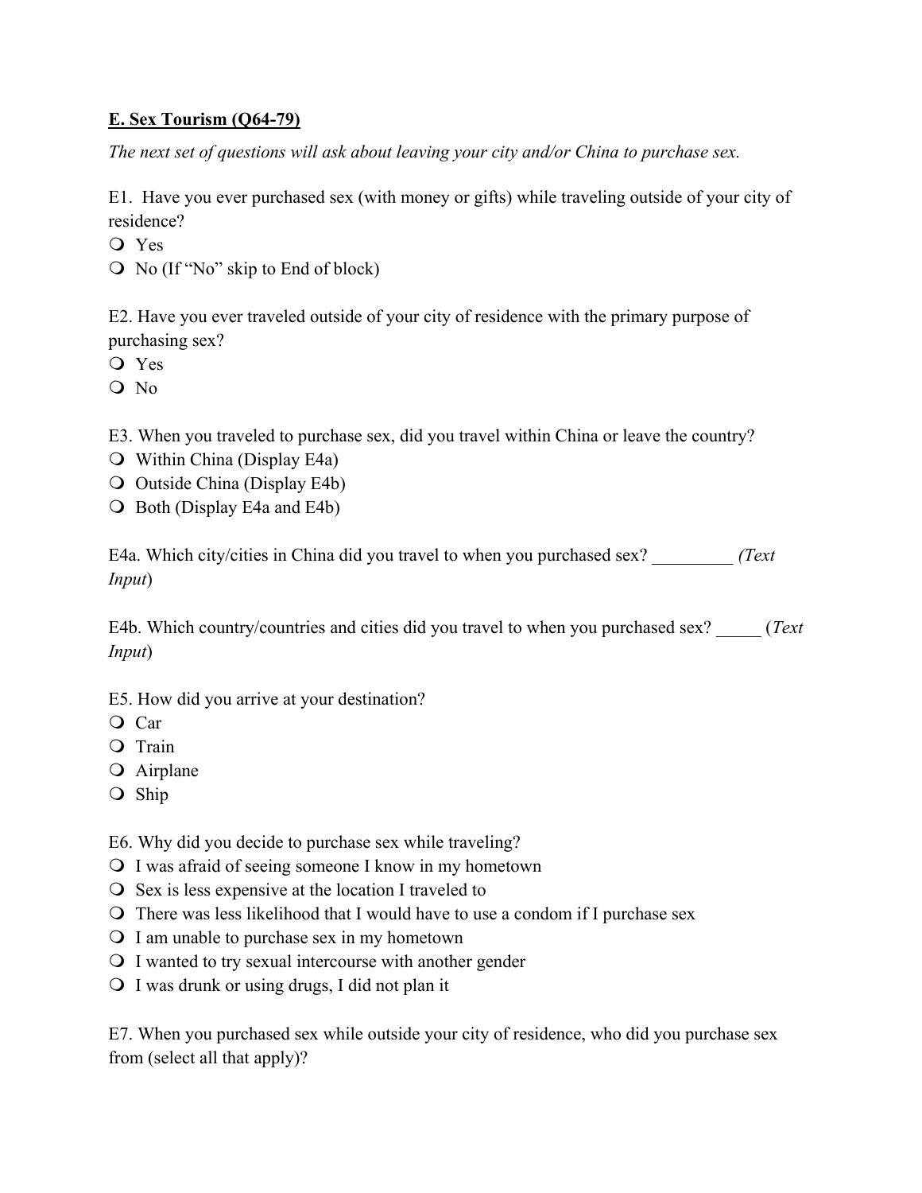**E. Sex Tourism (Q64-79)**

*The next set of questions will ask about leaving your city and/or China to purchase sex.*

E1. Have you ever purchased sex (with money or gifts) while traveling outside of your city of residence?

- ❍ Yes
- ❍ No (If "No" skip to End of block)

E2. Have you ever traveled outside of your city of residence with the primary purpose of purchasing sex?

- ❍ Yes
- ❍ No

E3. When you traveled to purchase sex, did you travel within China or leave the country?

- ❍ Within China (Display E4a)
- ❍ Outside China (Display E4b)
- ❍ Both (Display E4a and E4b)

E4a. Which city/cities in China did you travel to when you purchased sex? _________ *(Text Input)*

E4b. Which country/countries and cities did you travel to when you purchased sex? _____ (*Text Input*)

E5. How did you arrive at your destination?

- ❍ Car
- ❍ Train
- ❍ Airplane
- ❍ Ship

E6. Why did you decide to purchase sex while traveling?

- ❍ I was afraid of seeing someone I know in my hometown
- ❍ Sex is less expensive at the location I traveled to
- ❍ There was less likelihood that I would have to use a condom if I purchase sex
- ❍ I am unable to purchase sex in my hometown
- ❍ I wanted to try sexual intercourse with another gender
- ❍ I was drunk or using drugs, I did not plan it

E7. When you purchased sex while outside your city of residence, who did you purchase sex from (select all that apply)?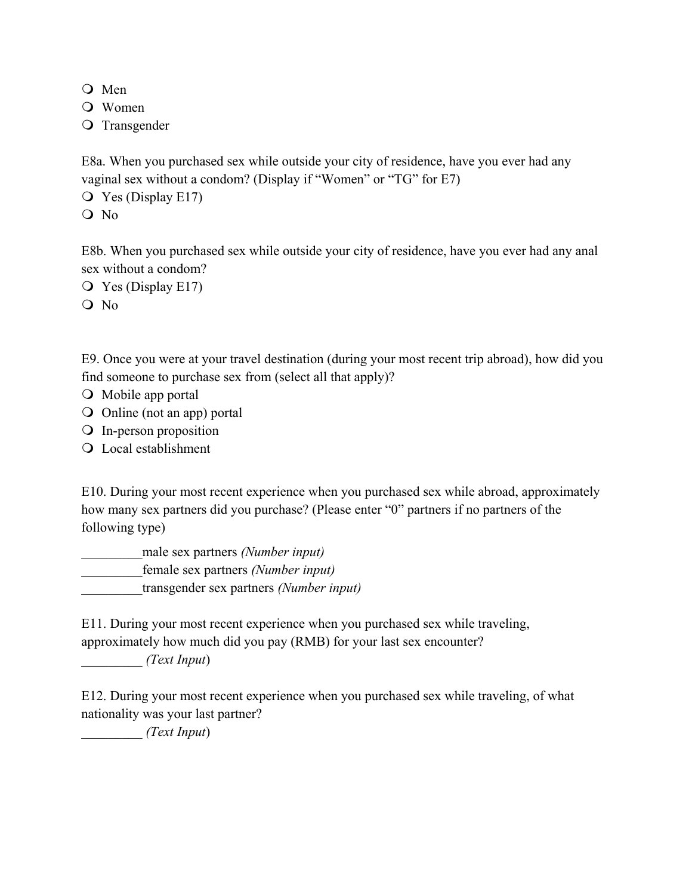- ❍ Men
- ❍ Women
- ❍ Transgender

E8a. When you purchased sex while outside your city of residence, have you ever had any vaginal sex without a condom? (Display if "Women" or "TG" for E7)

- ❍ Yes (Display E17)
- ❍ No

E8b. When you purchased sex while outside your city of residence, have you ever had any anal sex without a condom?

- ❍ Yes (Display E17)
- ❍ No

E9. Once you were at your travel destination (during your most recent trip abroad), how did you find someone to purchase sex from (select all that apply)?

- ❍ Mobile app portal
- ❍ Online (not an app) portal
- ❍ In-person proposition
- ❍ Local establishment

E10. During your most recent experience when you purchased sex while abroad, approximately how many sex partners did you purchase? (Please enter "0" partners if no partners of the following type)

_________male sex partners *(Number input)*
_________female sex partners *(Number input)*
_________transgender sex partners *(Number input)*

E11. During your most recent experience when you purchased sex while traveling, approximately how much did you pay (RMB) for your last sex encounter?

_________ *(Text Input*)

E12. During your most recent experience when you purchased sex while traveling, of what nationality was your last partner?

_________ *(Text Input*)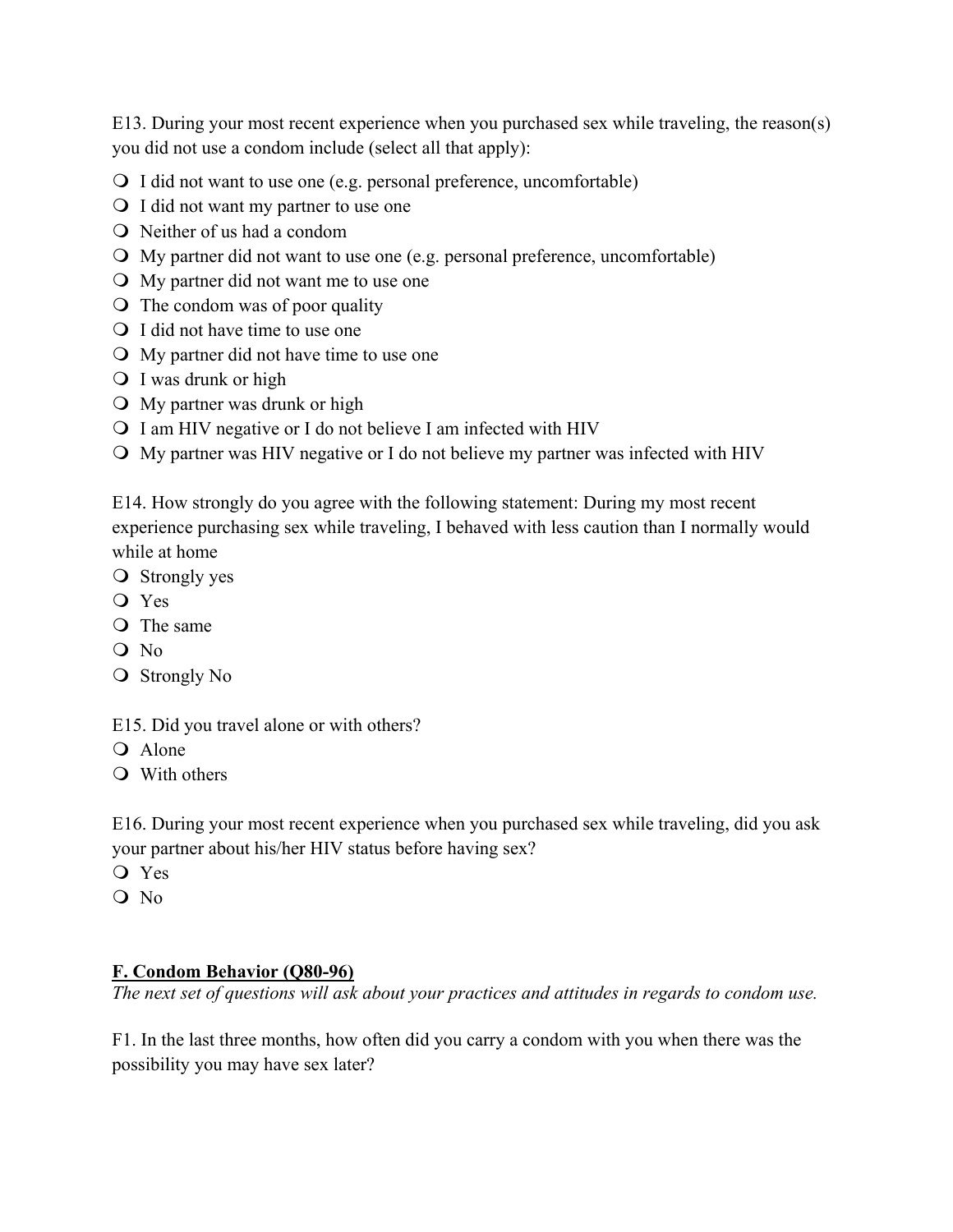E13. During your most recent experience when you purchased sex while traveling, the reason(s) you did not use a condom include (select all that apply):

- ❍ I did not want to use one (e.g. personal preference, uncomfortable)
- ❍ I did not want my partner to use one
- ❍ Neither of us had a condom
- ❍ My partner did not want to use one (e.g. personal preference, uncomfortable)
- ❍ My partner did not want me to use one
- ❍ The condom was of poor quality
- ❍ I did not have time to use one
- ❍ My partner did not have time to use one
- ❍ I was drunk or high
- ❍ My partner was drunk or high
- ❍ I am HIV negative or I do not believe I am infected with HIV
- ❍ My partner was HIV negative or I do not believe my partner was infected with HIV

E14. How strongly do you agree with the following statement: During my most recent experience purchasing sex while traveling, I behaved with less caution than I normally would while at home

- ❍ Strongly yes
- ❍ Yes
- ❍ The same
- ❍ No
- ❍ Strongly No

E15. Did you travel alone or with others?

- ❍ Alone
- ❍ With others

E16. During your most recent experience when you purchased sex while traveling, did you ask your partner about his/her HIV status before having sex?

- ❍ Yes
- ❍ No

## F. Condom Behavior (Q80-96)

*The next set of questions will ask about your practices and attitudes in regards to condom use.*

F1. In the last three months, how often did you carry a condom with you when there was the possibility you may have sex later?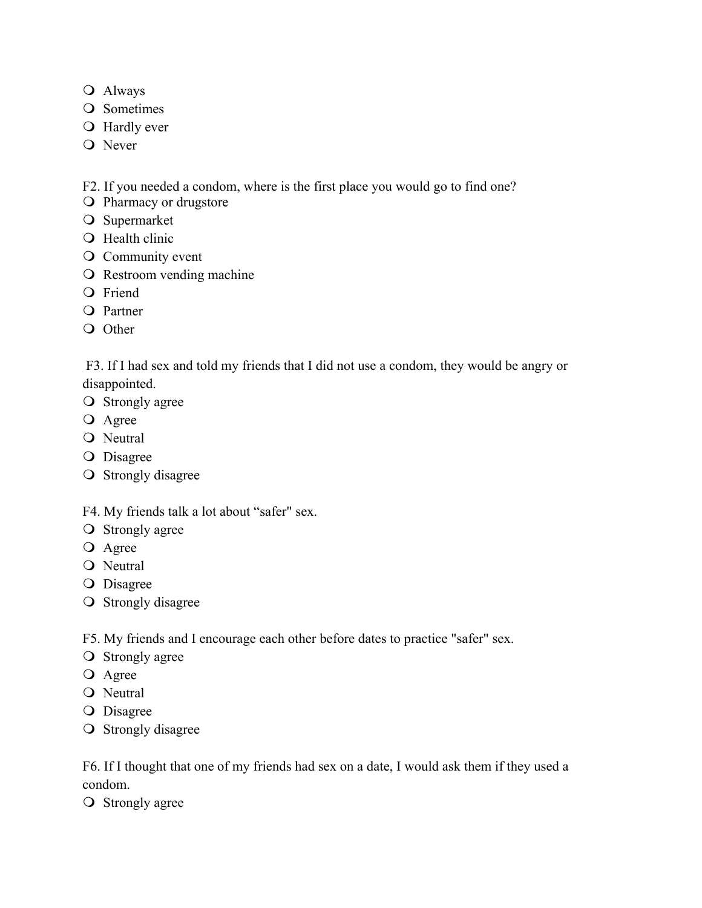- Always
- Sometimes
- Hardly ever
- Never

F2. If you needed a condom, where is the first place you would go to find one?

- Pharmacy or drugstore
- Supermarket
- Health clinic
- Community event
- Restroom vending machine
- Friend
- Partner
- Other

F3. If I had sex and told my friends that I did not use a condom, they would be angry or disappointed.

- Strongly agree
- Agree
- Neutral
- Disagree
- Strongly disagree

F4. My friends talk a lot about “safer" sex.

- Strongly agree
- Agree
- Neutral
- Disagree
- Strongly disagree

F5. My friends and I encourage each other before dates to practice "safer" sex.

- Strongly agree
- Agree
- Neutral
- Disagree
- Strongly disagree

F6. If I thought that one of my friends had sex on a date, I would ask them if they used a condom.

- Strongly agree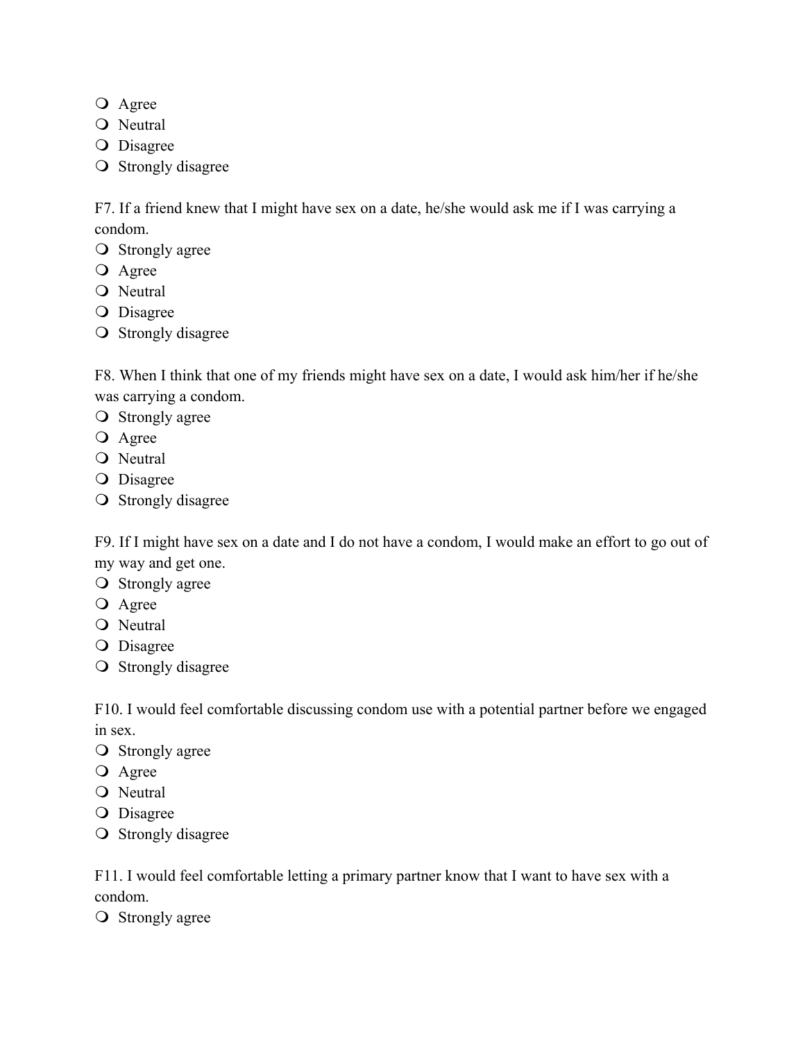- Agree
- Neutral
- Disagree
- Strongly disagree

F7. If a friend knew that I might have sex on a date, he/she would ask me if I was carrying a condom.

- Strongly agree
- Agree
- Neutral
- Disagree
- Strongly disagree

F8. When I think that one of my friends might have sex on a date, I would ask him/her if he/she was carrying a condom.

- Strongly agree
- Agree
- Neutral
- Disagree
- Strongly disagree

F9. If I might have sex on a date and I do not have a condom, I would make an effort to go out of my way and get one.

- Strongly agree
- Agree
- Neutral
- Disagree
- Strongly disagree

F10. I would feel comfortable discussing condom use with a potential partner before we engaged in sex.

- Strongly agree
- Agree
- Neutral
- Disagree
- Strongly disagree

F11. I would feel comfortable letting a primary partner know that I want to have sex with a condom.

- Strongly agree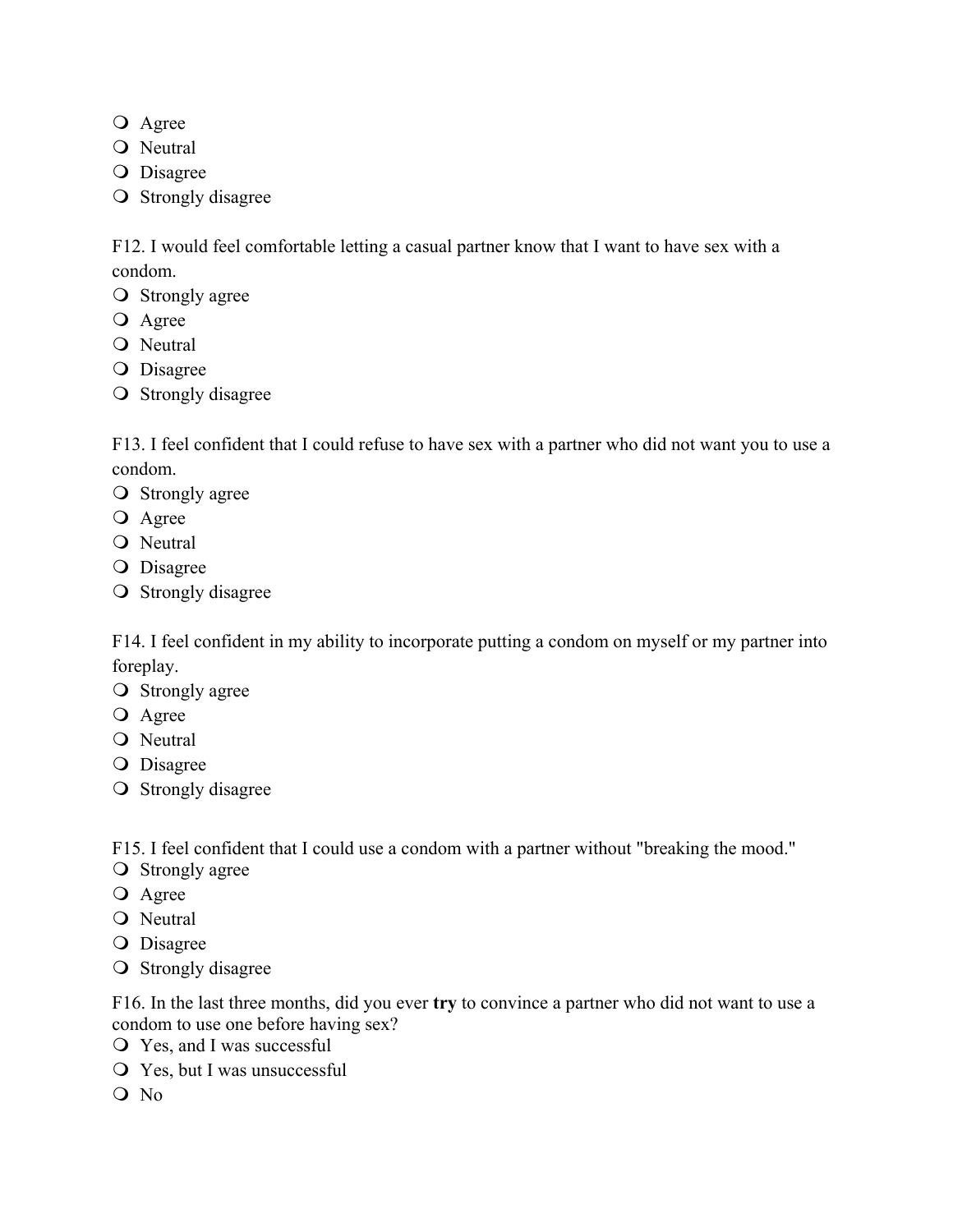- Agree
- Neutral
- Disagree
- Strongly disagree

F12. I would feel comfortable letting a casual partner know that I want to have sex with a condom.
- Strongly agree
- Agree
- Neutral
- Disagree
- Strongly disagree

F13. I feel confident that I could refuse to have sex with a partner who did not want you to use a condom.
- Strongly agree
- Agree
- Neutral
- Disagree
- Strongly disagree

F14. I feel confident in my ability to incorporate putting a condom on myself or my partner into foreplay.
- Strongly agree
- Agree
- Neutral
- Disagree
- Strongly disagree

F15. I feel confident that I could use a condom with a partner without "breaking the mood."
- Strongly agree
- Agree
- Neutral
- Disagree
- Strongly disagree

F16. In the last three months, did you ever **try** to convince a partner who did not want to use a condom to use one before having sex?
- Yes, and I was successful
- Yes, but I was unsuccessful
- No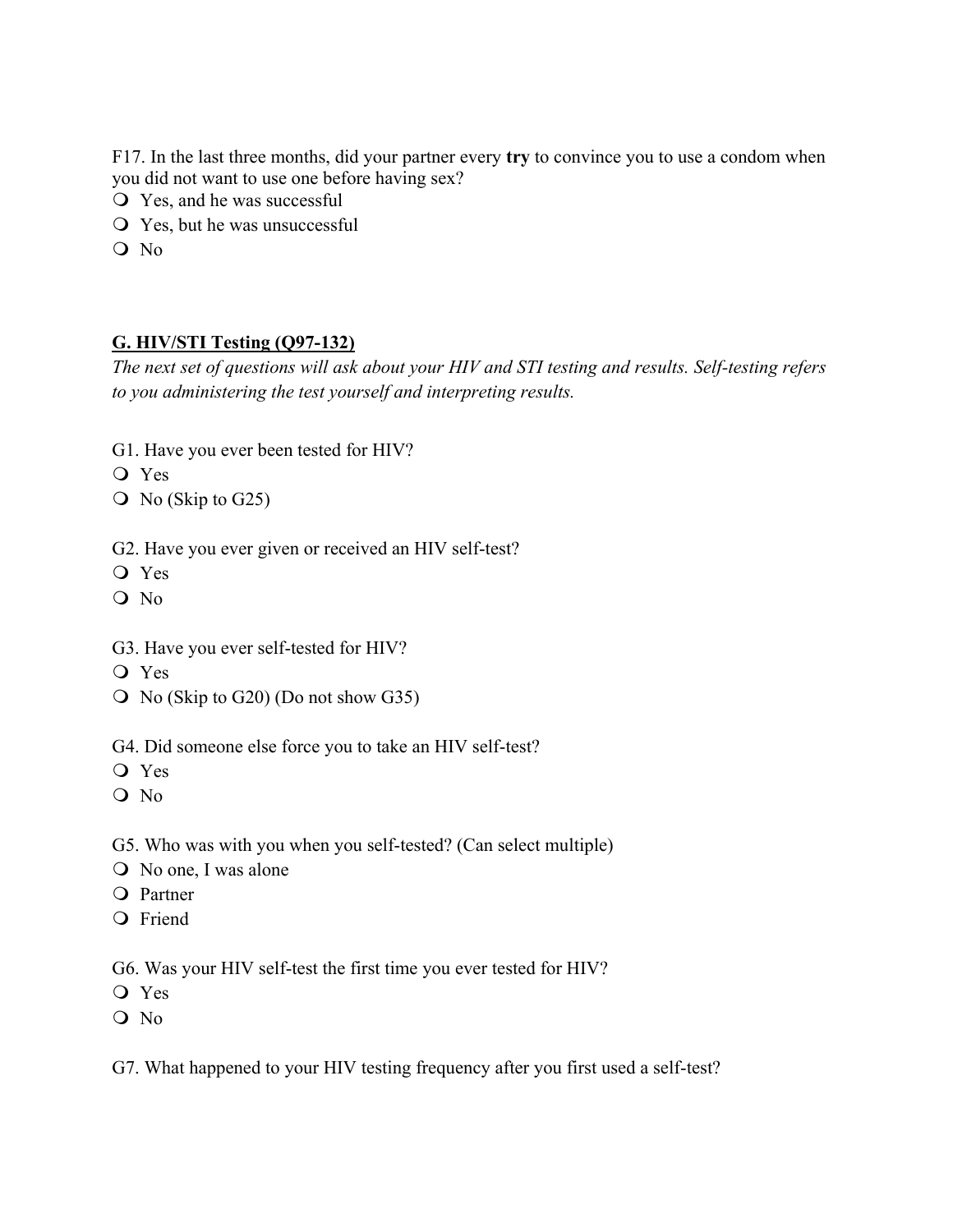F17. In the last three months, did your partner every **try** to convince you to use a condom when you did not want to use one before having sex?

- Yes, and he was successful
- Yes, but he was unsuccessful
- No

## G. HIV/STI Testing (Q97-132)

*The next set of questions will ask about your HIV and STI testing and results. Self-testing refers to you administering the test yourself and interpreting results.*

G1. Have you ever been tested for HIV?

- Yes
- No (Skip to G25)

G2. Have you ever given or received an HIV self-test?

- Yes
- No

G3. Have you ever self-tested for HIV?

- Yes
- No (Skip to G20) (Do not show G35)

G4. Did someone else force you to take an HIV self-test?

- Yes
- No

G5. Who was with you when you self-tested? (Can select multiple)

- No one, I was alone
- Partner
- Friend

G6. Was your HIV self-test the first time you ever tested for HIV?

- Yes
- No

G7. What happened to your HIV testing frequency after you first used a self-test?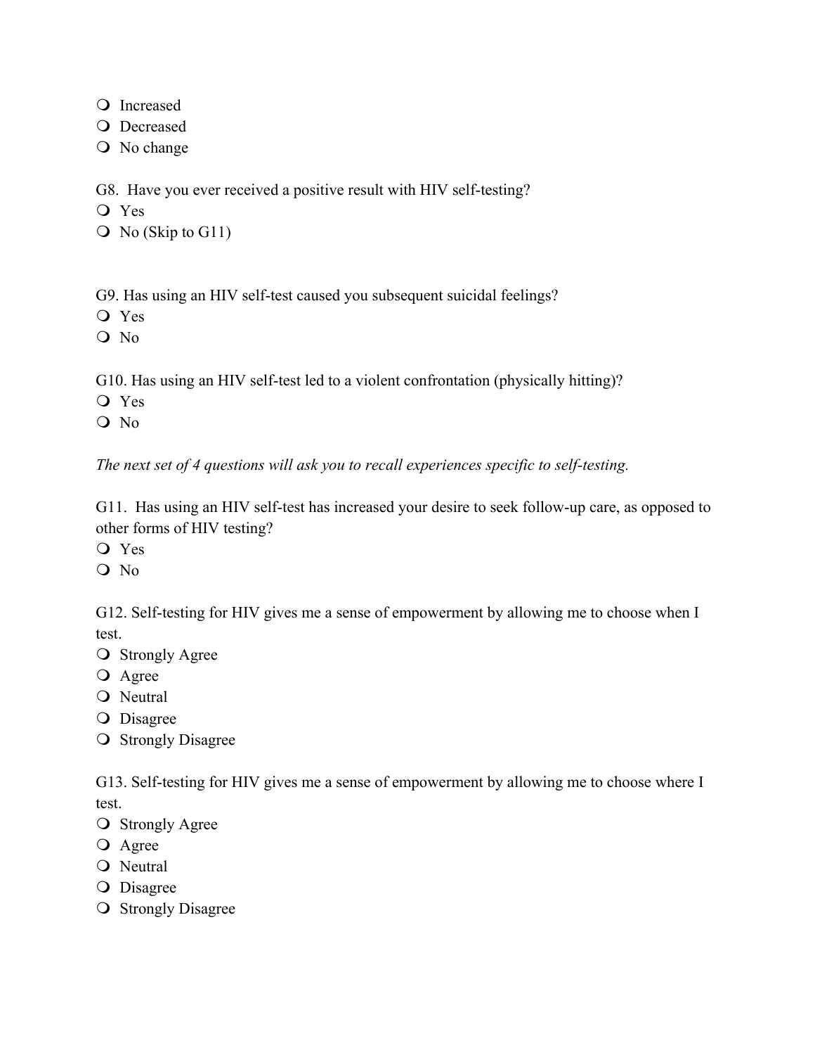- Increased
- Decreased
- No change

G8. Have you ever received a positive result with HIV self-testing?
- Yes
- No (Skip to G11)

G9. Has using an HIV self-test caused you subsequent suicidal feelings?
- Yes
- No

G10. Has using an HIV self-test led to a violent confrontation (physically hitting)?
- Yes
- No

*The next set of 4 questions will ask you to recall experiences specific to self-testing.*

G11. Has using an HIV self-test has increased your desire to seek follow-up care, as opposed to other forms of HIV testing?
- Yes
- No

G12. Self-testing for HIV gives me a sense of empowerment by allowing me to choose when I test.
- Strongly Agree
- Agree
- Neutral
- Disagree
- Strongly Disagree

G13. Self-testing for HIV gives me a sense of empowerment by allowing me to choose where I test.
- Strongly Agree
- Agree
- Neutral
- Disagree
- Strongly Disagree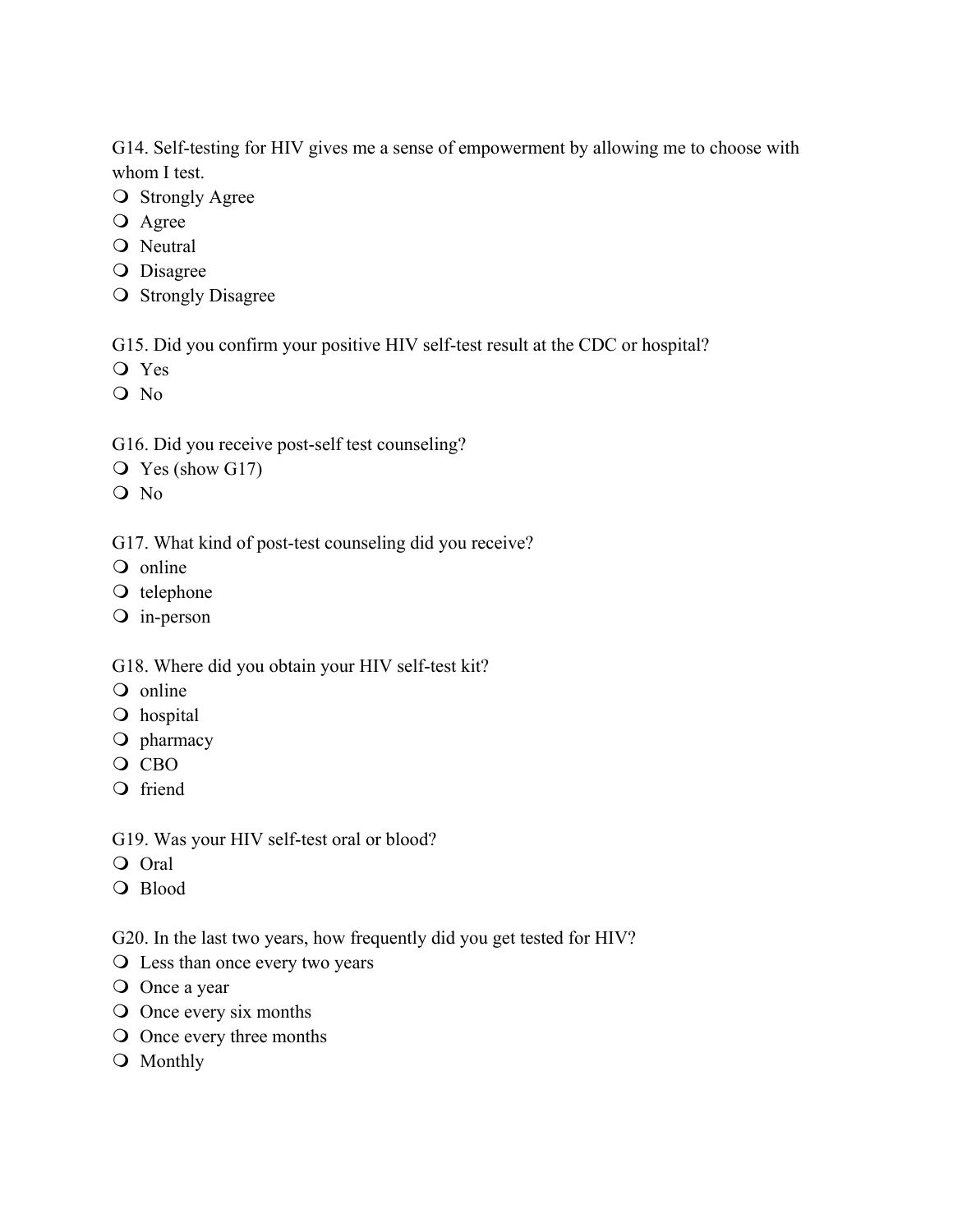G14. Self-testing for HIV gives me a sense of empowerment by allowing me to choose with whom I test.

- Strongly Agree
- Agree
- Neutral
- Disagree
- Strongly Disagree

G15. Did you confirm your positive HIV self-test result at the CDC or hospital?

- Yes
- No

G16. Did you receive post-self test counseling?

- Yes (show G17)
- No

G17. What kind of post-test counseling did you receive?

- online
- telephone
- in-person

G18. Where did you obtain your HIV self-test kit?

- online
- hospital
- pharmacy
- CBO
- friend

G19. Was your HIV self-test oral or blood?

- Oral
- Blood

G20. In the last two years, how frequently did you get tested for HIV?

- Less than once every two years
- Once a year
- Once every six months
- Once every three months
- Monthly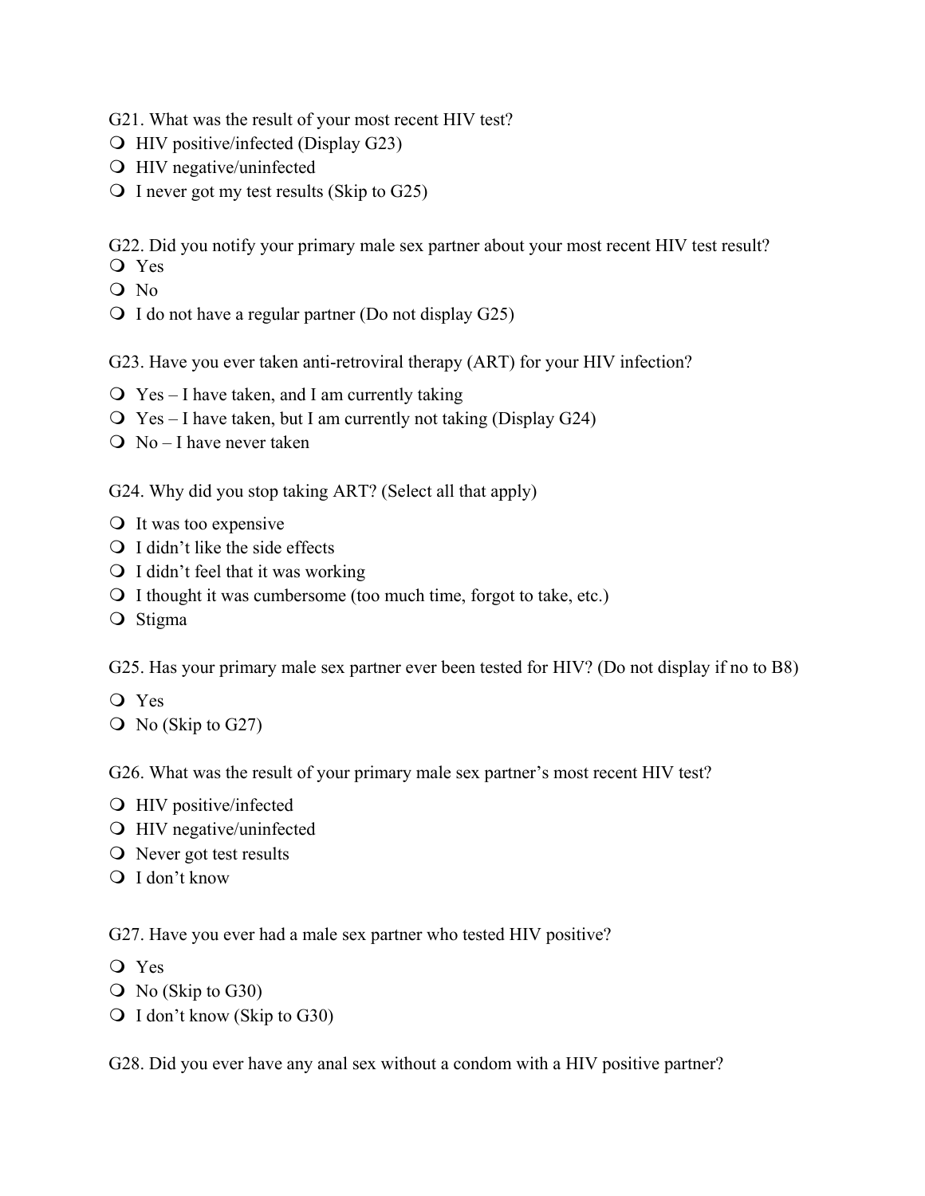G21. What was the result of your most recent HIV test?

- HIV positive/infected (Display G23)
- HIV negative/uninfected
- I never got my test results (Skip to G25)

G22. Did you notify your primary male sex partner about your most recent HIV test result?

- Yes
- No
- I do not have a regular partner (Do not display G25)

G23. Have you ever taken anti-retroviral therapy (ART) for your HIV infection?

- Yes – I have taken, and I am currently taking
- Yes – I have taken, but I am currently not taking (Display G24)
- No – I have never taken

G24. Why did you stop taking ART? (Select all that apply)

- It was too expensive
- I didn't like the side effects
- I didn't feel that it was working
- I thought it was cumbersome (too much time, forgot to take, etc.)
- Stigma

G25. Has your primary male sex partner ever been tested for HIV? (Do not display if no to B8)

- Yes
- No (Skip to G27)

G26. What was the result of your primary male sex partner's most recent HIV test?

- HIV positive/infected
- HIV negative/uninfected
- Never got test results
- I don't know

G27. Have you ever had a male sex partner who tested HIV positive?

- Yes
- No (Skip to G30)
- I don't know (Skip to G30)

G28. Did you ever have any anal sex without a condom with a HIV positive partner?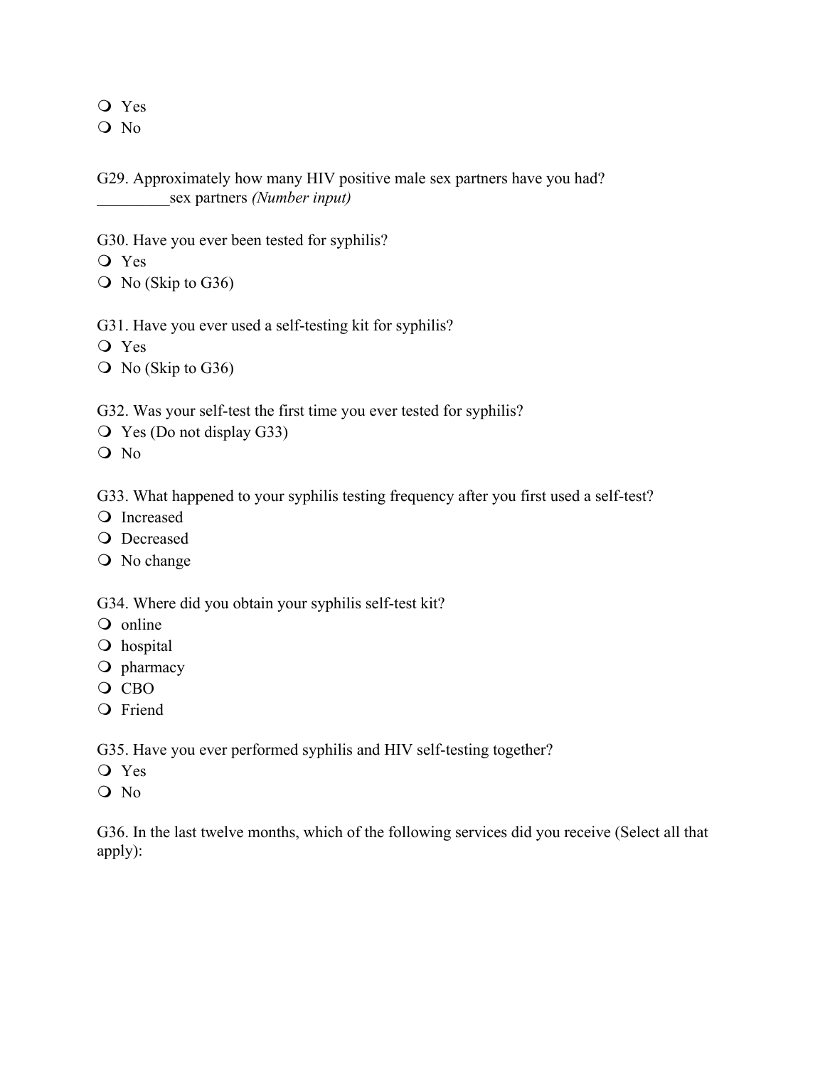- Yes
- No

G29. Approximately how many HIV positive male sex partners have you had?
_________sex partners *(Number input)*

G30. Have you ever been tested for syphilis?
- Yes
- No (Skip to G36)

G31. Have you ever used a self-testing kit for syphilis?
- Yes
- No (Skip to G36)

G32. Was your self-test the first time you ever tested for syphilis?
- Yes (Do not display G33)
- No

G33. What happened to your syphilis testing frequency after you first used a self-test?
- Increased
- Decreased
- No change

G34. Where did you obtain your syphilis self-test kit?
- online
- hospital
- pharmacy
- CBO
- Friend

G35. Have you ever performed syphilis and HIV self-testing together?
- Yes
- No

G36. In the last twelve months, which of the following services did you receive (Select all that apply):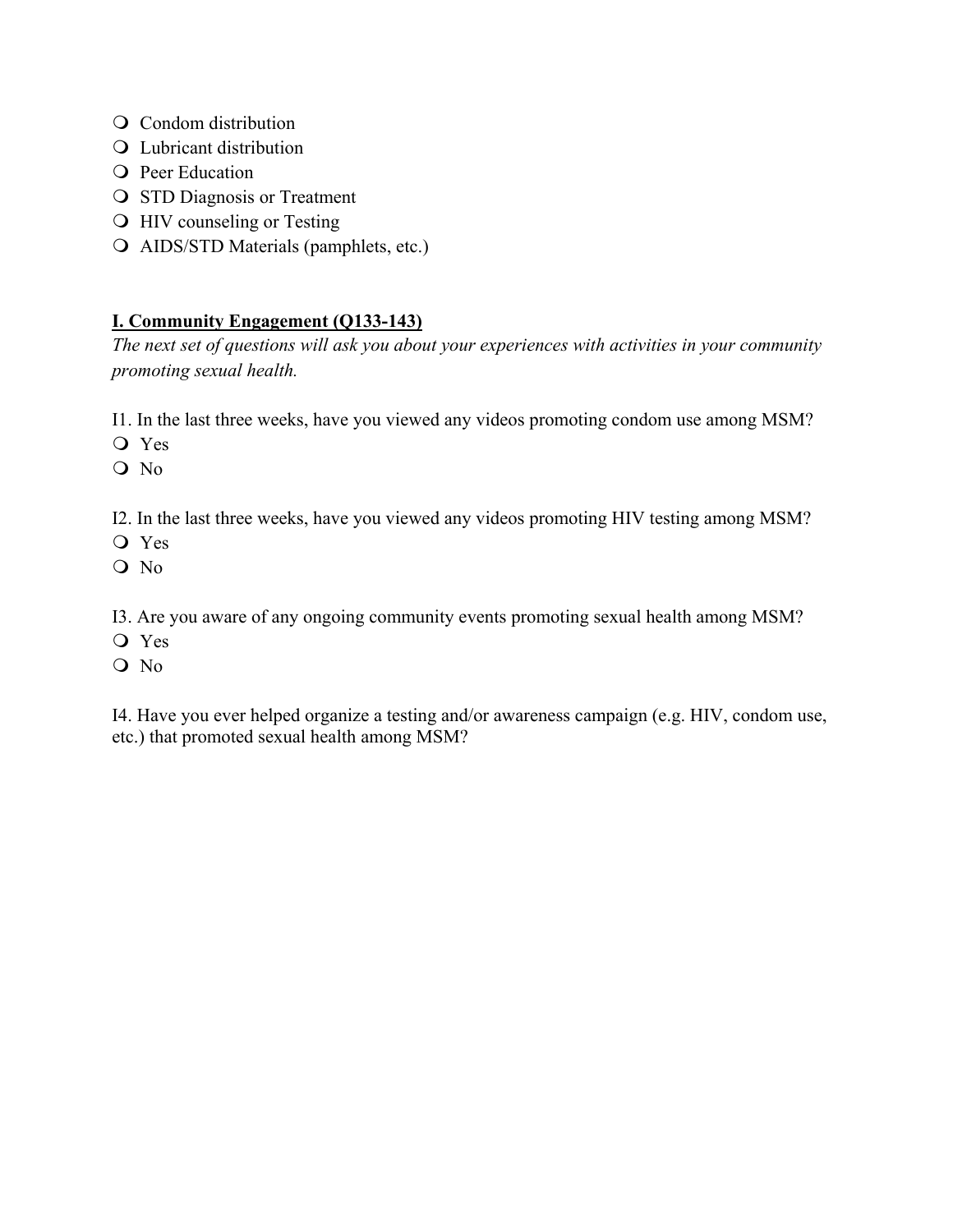- Condom distribution
- Lubricant distribution
- Peer Education
- STD Diagnosis or Treatment
- HIV counseling or Testing
- AIDS/STD Materials (pamphlets, etc.)

## **I. Community Engagement (Q133-143)**

*The next set of questions will ask you about your experiences with activities in your community promoting sexual health.*

I1. In the last three weeks, have you viewed any videos promoting condom use among MSM?

- Yes
- No

I2. In the last three weeks, have you viewed any videos promoting HIV testing among MSM?

- Yes
- No

I3. Are you aware of any ongoing community events promoting sexual health among MSM?

- Yes
- No

I4. Have you ever helped organize a testing and/or awareness campaign (e.g. HIV, condom use, etc.) that promoted sexual health among MSM?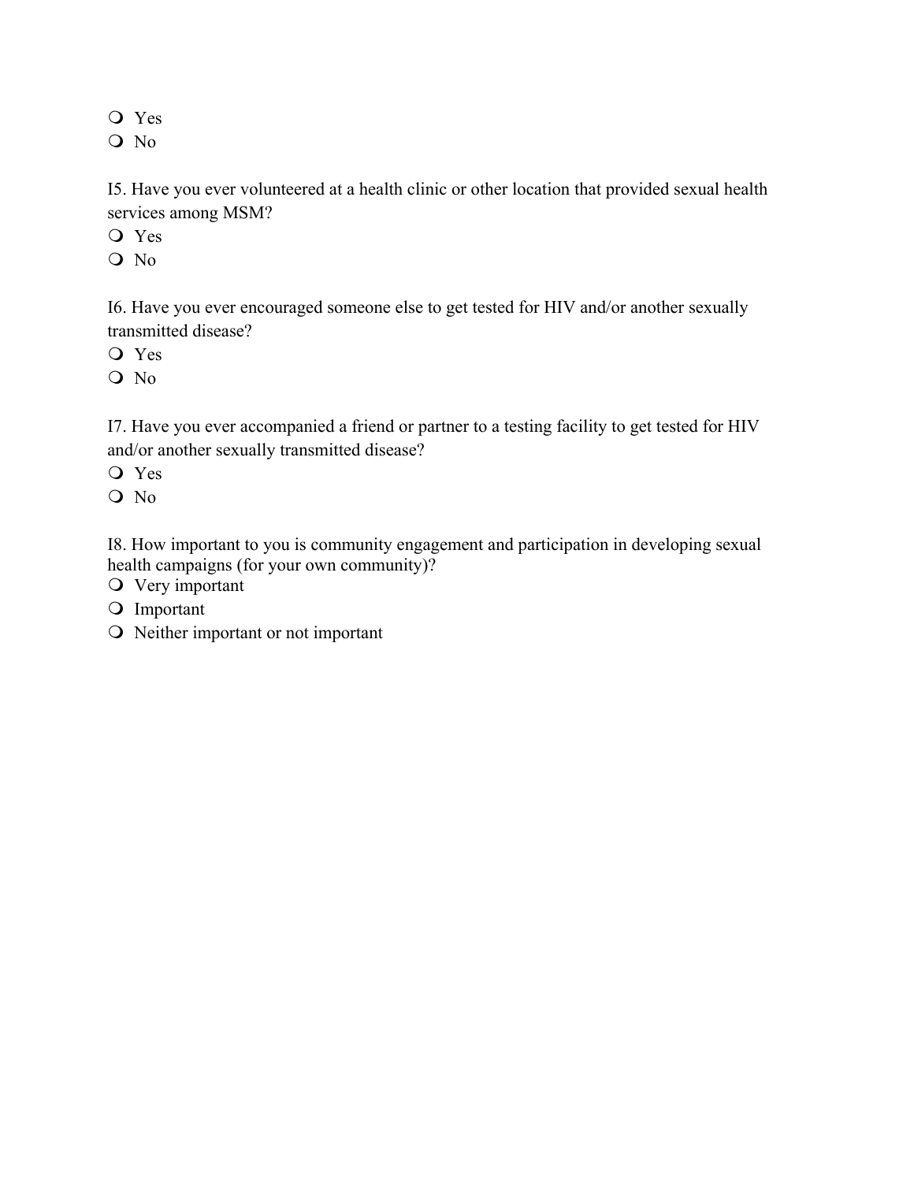- Yes
- No

I5. Have you ever volunteered at a health clinic or other location that provided sexual health services among MSM?

- Yes
- No

I6. Have you ever encouraged someone else to get tested for HIV and/or another sexually transmitted disease?

- Yes
- No

I7. Have you ever accompanied a friend or partner to a testing facility to get tested for HIV and/or another sexually transmitted disease?

- Yes
- No

I8. How important to you is community engagement and participation in developing sexual health campaigns (for your own community)?

- Very important
- Important
- Neither important or not important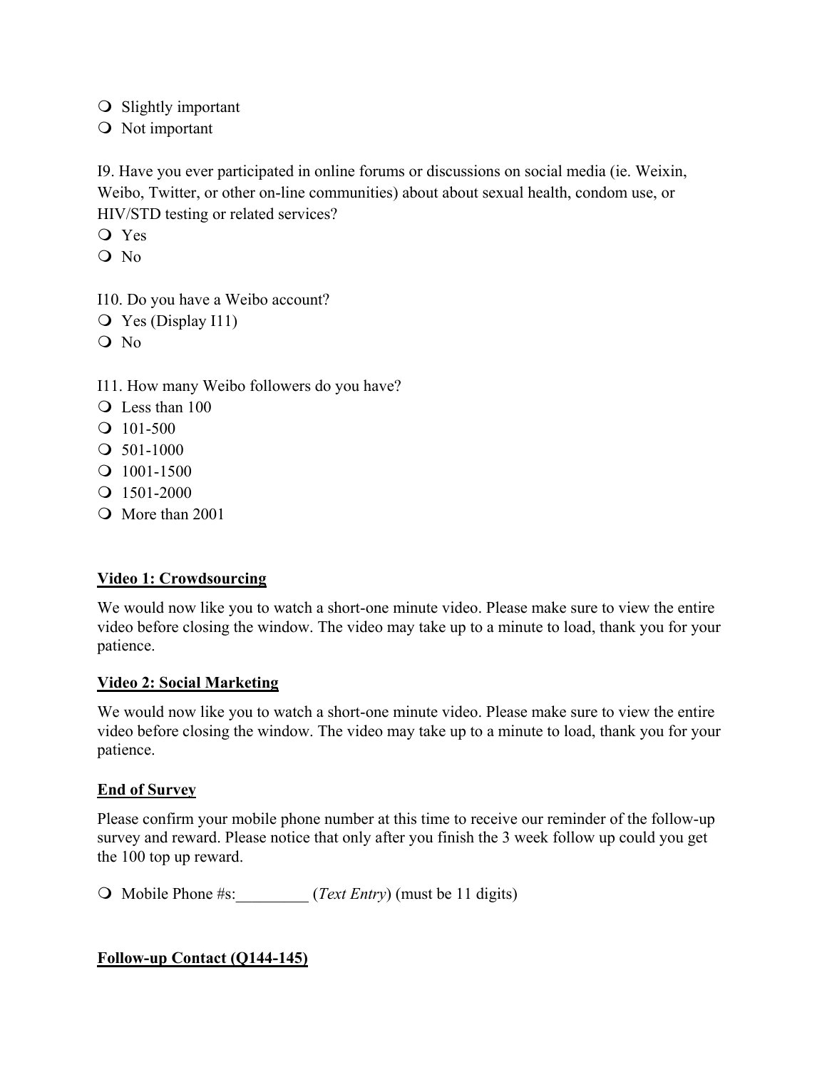- ❍ Slightly important
- ❍ Not important

I9. Have you ever participated in online forums or discussions on social media (ie. Weixin, Weibo, Twitter, or other on-line communities) about about sexual health, condom use, or HIV/STD testing or related services?

- ❍ Yes
- ❍ No

I10. Do you have a Weibo account?

- ❍ Yes (Display I11)
- ❍ No

I11. How many Weibo followers do you have?

- ❍ Less than 100
- ❍ 101-500
- ❍ 501-1000
- ❍ 1001-1500
- ❍ 1501-2000
- ❍ More than 2001

**Video 1: Crowdsourcing**

We would now like you to watch a short-one minute video. Please make sure to view the entire video before closing the window. The video may take up to a minute to load, thank you for your patience.

**Video 2: Social Marketing**

We would now like you to watch a short-one minute video. Please make sure to view the entire video before closing the window. The video may take up to a minute to load, thank you for your patience.

**End of Survey**

Please confirm your mobile phone number at this time to receive our reminder of the follow-up survey and reward. Please notice that only after you finish the 3 week follow up could you get the 100 top up reward.

- ❍ Mobile Phone #s:_________ (*Text Entry*) (must be 11 digits)

**Follow-up Contact (Q144-145)**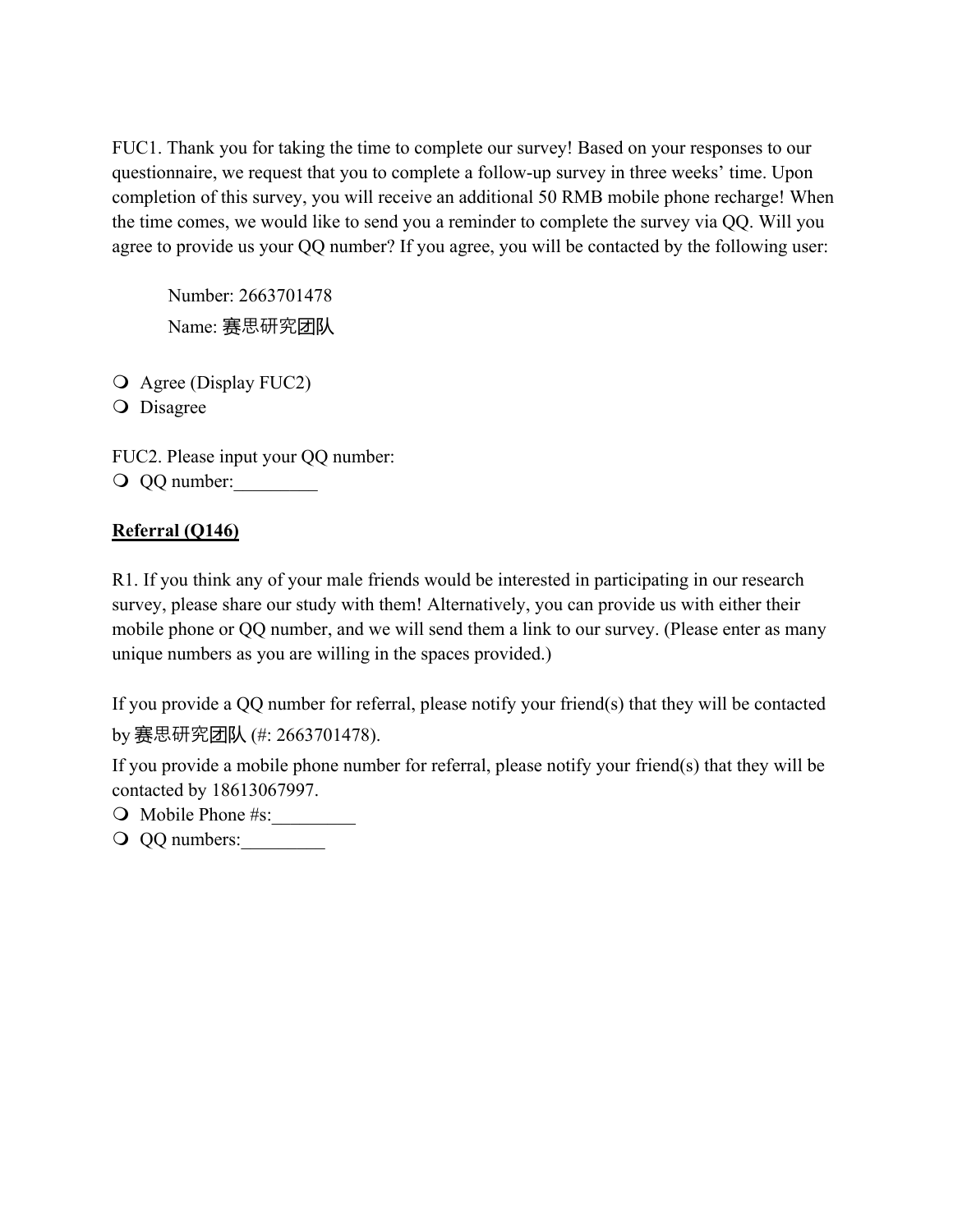FUC1. Thank you for taking the time to complete our survey! Based on your responses to our questionnaire, we request that you to complete a follow-up survey in three weeks' time. Upon completion of this survey, you will receive an additional 50 RMB mobile phone recharge! When the time comes, we would like to send you a reminder to complete the survey via QQ. Will you agree to provide us your QQ number? If you agree, you will be contacted by the following user:

Number: 2663701478

Name: 赛思研究团队

- ❍ Agree (Display FUC2)
- ❍ Disagree

FUC2. Please input your QQ number:

- ❍ QQ number:_________

**Referral (Q146)**

R1. If you think any of your male friends would be interested in participating in our research survey, please share our study with them! Alternatively, you can provide us with either their mobile phone or QQ number, and we will send them a link to our survey. (Please enter as many unique numbers as you are willing in the spaces provided.)

If you provide a QQ number for referral, please notify your friend(s) that they will be contacted by 赛思研究团队 (#: 2663701478).

If you provide a mobile phone number for referral, please notify your friend(s) that they will be contacted by 18613067997.

- ❍ Mobile Phone #s:_________
- ❍ QQ numbers:_________